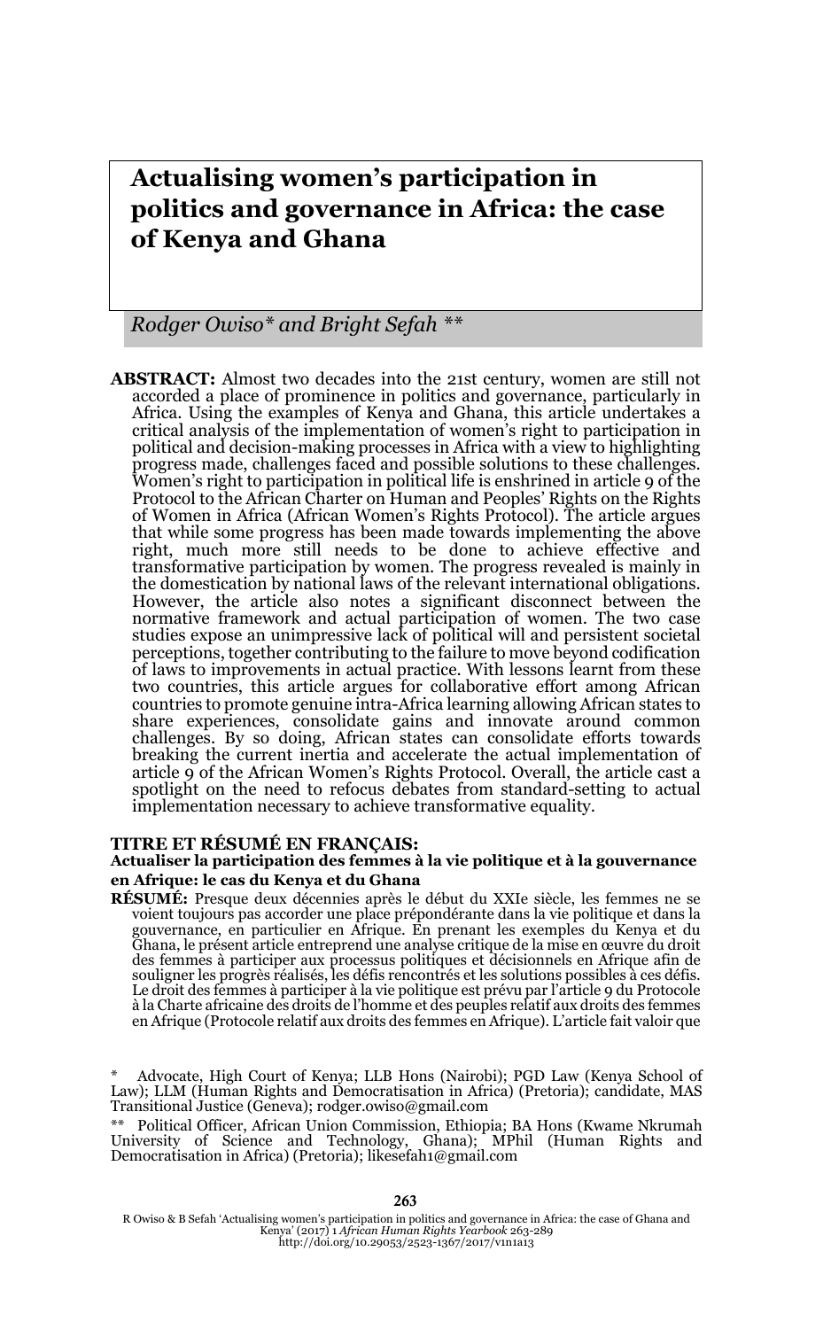# Actualising women's participation in politics and governance in Africa: the case of Kenya and Ghana

*Rodger Owiso\* and Bright Sefah \*\**

**ABSTRACT:** Almost two decades into the 21st century, women are still not accorded a place of prominence in politics and governance, particularly in Africa. Using the examples of Kenya and Ghana, this article undertakes a critical analysis of the implementation of women's right to participation in political and decision-making processes in Africa with a view to highlighting progress made, challenges faced and possible solutions to these challenges. Women's right to participation in political life is enshrined in article 9 of the Protocol to the African Charter on Human and Peoples' Rights on the Rights of Women in Africa (African Women's Rights Protocol). The article argues that while some progress has been made towards implementing the above right, much more still needs to be done to achieve effective and transformative participation by women. The progress revealed is mainly in the domestication by national laws of the relevant international obligations. However, the article also notes a significant disconnect between the normative framework and actual participation of women. The two case studies expose an unimpressive lack of political will and persistent societal perceptions, together contributing to the failure to move beyond codification of laws to improvements in actual practice. With lessons learnt from these two countries, this article argues for collaborative effort among African countries to promote genuine intra-Africa learning allowing African states to share experiences, consolidate gains and innovate around common challenges. By so doing, African states can consolidate efforts towards breaking the current inertia and accelerate the actual implementation of article 9 of the African Women's Rights Protocol. Overall, the article cast a spotlight on the need to refocus debates from standard-setting to actual implementation necessary to achieve transformative equality.

**TITRE ET RÉSUMÉ EN FRANÇAIS:**

**Actualiser la participation des femmes à la vie politique et à la gouvernance en Afrique: le cas du Kenya et du Ghana**

**RÉSUMÉ:** Presque deux décennies après le début du XXIe siècle, les femmes ne se voient toujours pas accorder une place prépondérante dans la vie politique et dans la gouvernance, en particulier en Afrique. En prenant les exemples du Kenya et du Ghana, le présent article entreprend une analyse critique de la mise en œuvre du droit des femmes à participer aux processus politiques et décisionnels en Afrique afin de souligner les progrès réalisés, les défis rencontrés et les solutions possibles à ces défis. Le droit des femmes à participer à la vie politique est prévu par l'article 9 du Protocole à la Charte africaine des droits de l'homme et des peuples relatif aux droits des femmes en Afrique (Protocole relatif aux droits des femmes en Afrique). L'article fait valoir que

\* Advocate, High Court of Kenya; LLB Hons (Nairobi); PGD Law (Kenya School of Law); LLM (Human Rights and Democratisation in Africa) (Pretoria); candidate, MAS Transitional Justice (Geneva); rodger.owiso@gmail.com

\*\* Political Officer, African Union Commission, Ethiopia; BA Hons (Kwame Nkrumah University of Science and Technology, Ghana); MPhil (Human Rights and Democratisation in Africa) (Pretoria); likesefah1@gmail.com

R Owiso & B Sefah 'Actualising women's participation in politics and governance in Africa: the case of Ghana and Kenya' (2017) 1 *African Human Rights Yearbook* 263-289
http://doi.org/10.29053/2523-1367/2017/v1n1a13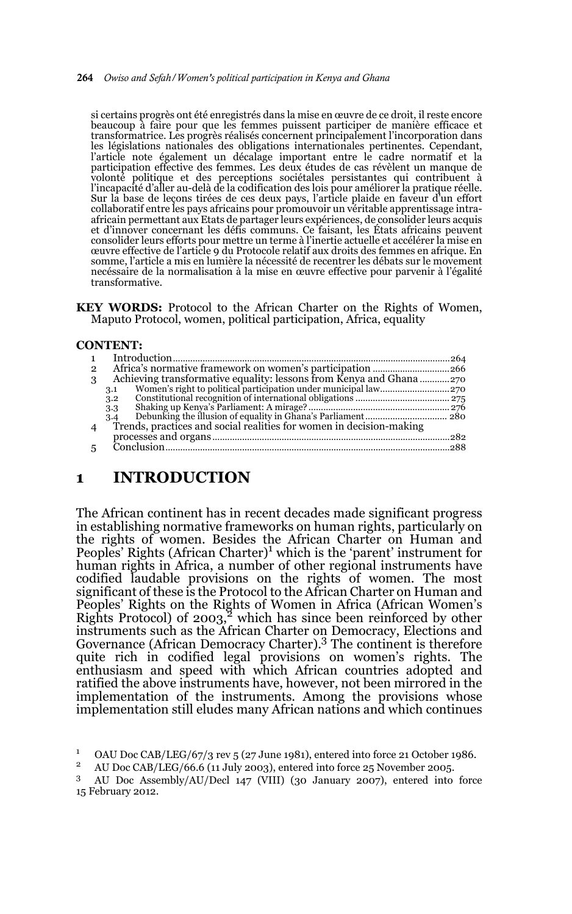si certains progrès ont été enregistrés dans la mise en œuvre de ce droit, il reste encore beaucoup à faire pour que les femmes puissent participer de manière efficace et transformatrice. Les progrès réalisés concernent principalement l'incorporation dans les législations nationales des obligations internationales pertinentes. Cependant, l'article note également un décalage important entre le cadre normatif et la participation effective des femmes. Les deux études de cas révèlent un manque de volonté politique et des perceptions sociétales persistantes qui contribuent à l'incapacité d'aller au-delà de la codification des lois pour améliorer la pratique réelle. Sur la base de leçons tirées de ces deux pays, l'article plaide en faveur d'un effort collaboratif entre les pays africains pour promouvoir un véritable apprentissage intra-africain permettant aux Etats de partager leurs expériences, de consolider leurs acquis et d'innover concernant les défis communs. Ce faisant, les États africains peuvent consolider leurs efforts pour mettre un terme à l'inertie actuelle et accélérer la mise en œuvre effective de l'article 9 du Protocole relatif aux droits des femmes en afrique. En somme, l'article a mis en lumière la nécessité de recentrer les débats sur le movement necéssaire de la normalisation à la mise en œuvre effective pour parvenir à l'égalité transformative.

**KEY WORDS:** Protocol to the African Charter on the Rights of Women, Maputo Protocol, women, political participation, Africa, equality

**CONTENT:**

1 Introduction ... 264
2 Africa's normative framework on women's participation ... 266
3 Achieving transformative equality: lessons from Kenya and Ghana ... 270
  3.1 Women's right to political participation under municipal law ... 270
  3.2 Constitutional recognition of international obligations ... 275
  3.3 Shaking up Kenya's Parliament: A mirage? ... 276
  3.4 Debunking the illusion of equality in Ghana's Parliament ... 280
4 Trends, practices and social realities for women in decision-making processes and organs ... 282
5 Conclusion ... 288

# 1 INTRODUCTION

The African continent has in recent decades made significant progress in establishing normative frameworks on human rights, particularly on the rights of women. Besides the African Charter on Human and Peoples' Rights (African Charter)[1] which is the 'parent' instrument for human rights in Africa, a number of other regional instruments have codified laudable provisions on the rights of women. The most significant of these is the Protocol to the African Charter on Human and Peoples' Rights on the Rights of Women in Africa (African Women's Rights Protocol) of 2003,[2] which has since been reinforced by other instruments such as the African Charter on Democracy, Elections and Governance (African Democracy Charter).[3] The continent is therefore quite rich in codified legal provisions on women's rights. The enthusiasm and speed with which African countries adopted and ratified the above instruments have, however, not been mirrored in the implementation of the instruments. Among the provisions whose implementation still eludes many African nations and which continues

[1] OAU Doc CAB/LEG/67/3 rev 5 (27 June 1981), entered into force 21 October 1986.

[2] AU Doc CAB/LEG/66.6 (11 July 2003), entered into force 25 November 2005.

[3] AU Doc Assembly/AU/Decl 147 (VIII) (30 January 2007), entered into force 15 February 2012.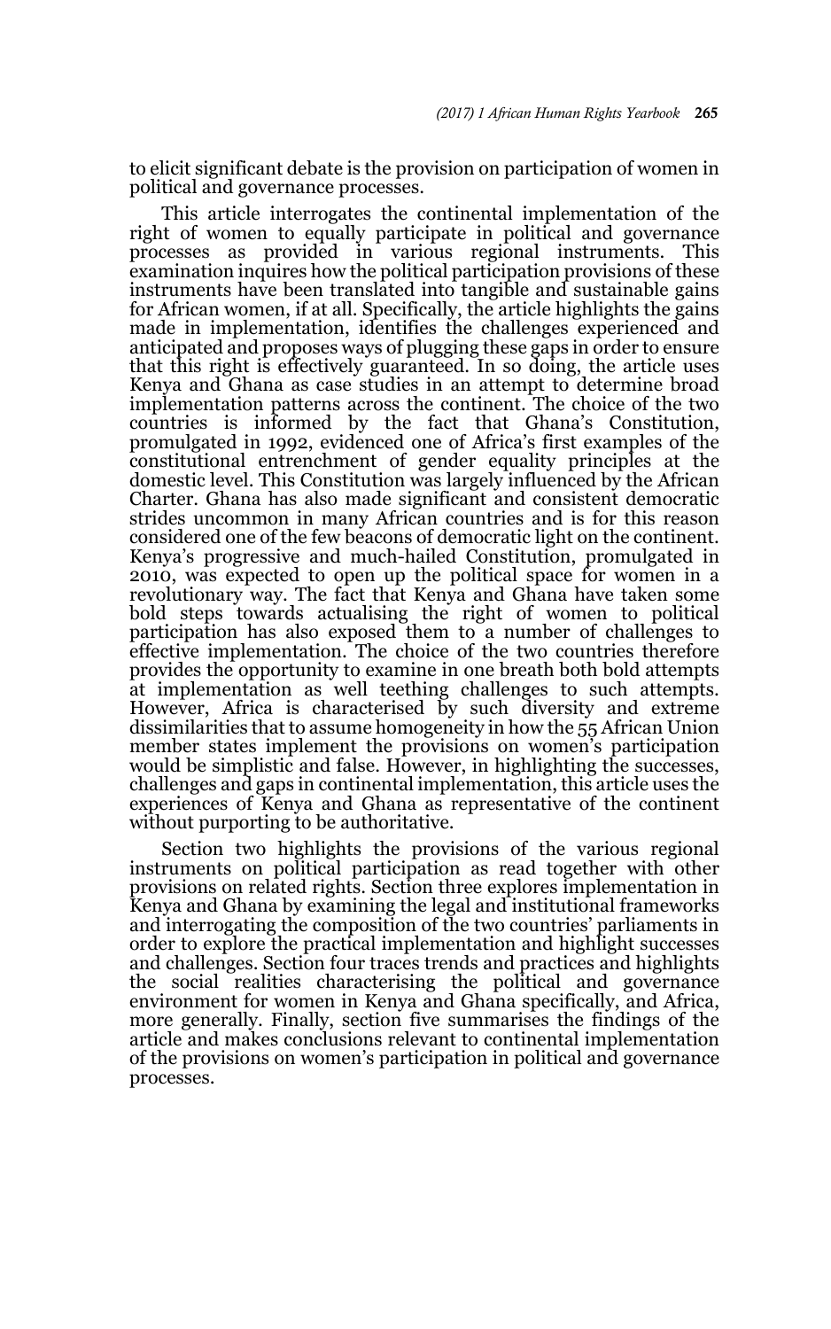to elicit significant debate is the provision on participation of women in political and governance processes.

This article interrogates the continental implementation of the right of women to equally participate in political and governance processes as provided in various regional instruments. This examination inquires how the political participation provisions of these instruments have been translated into tangible and sustainable gains for African women, if at all. Specifically, the article highlights the gains made in implementation, identifies the challenges experienced and anticipated and proposes ways of plugging these gaps in order to ensure that this right is effectively guaranteed. In so doing, the article uses Kenya and Ghana as case studies in an attempt to determine broad implementation patterns across the continent. The choice of the two countries is informed by the fact that Ghana's Constitution, promulgated in 1992, evidenced one of Africa's first examples of the constitutional entrenchment of gender equality principles at the domestic level. This Constitution was largely influenced by the African Charter. Ghana has also made significant and consistent democratic strides uncommon in many African countries and is for this reason considered one of the few beacons of democratic light on the continent. Kenya's progressive and much-hailed Constitution, promulgated in 2010, was expected to open up the political space for women in a revolutionary way. The fact that Kenya and Ghana have taken some bold steps towards actualising the right of women to political participation has also exposed them to a number of challenges to effective implementation. The choice of the two countries therefore provides the opportunity to examine in one breath both bold attempts at implementation as well teething challenges to such attempts. However, Africa is characterised by such diversity and extreme dissimilarities that to assume homogeneity in how the 55 African Union member states implement the provisions on women's participation would be simplistic and false. However, in highlighting the successes, challenges and gaps in continental implementation, this article uses the experiences of Kenya and Ghana as representative of the continent without purporting to be authoritative.

Section two highlights the provisions of the various regional instruments on political participation as read together with other provisions on related rights. Section three explores implementation in Kenya and Ghana by examining the legal and institutional frameworks and interrogating the composition of the two countries' parliaments in order to explore the practical implementation and highlight successes and challenges. Section four traces trends and practices and highlights the social realities characterising the political and governance environment for women in Kenya and Ghana specifically, and Africa, more generally. Finally, section five summarises the findings of the article and makes conclusions relevant to continental implementation of the provisions on women's participation in political and governance processes.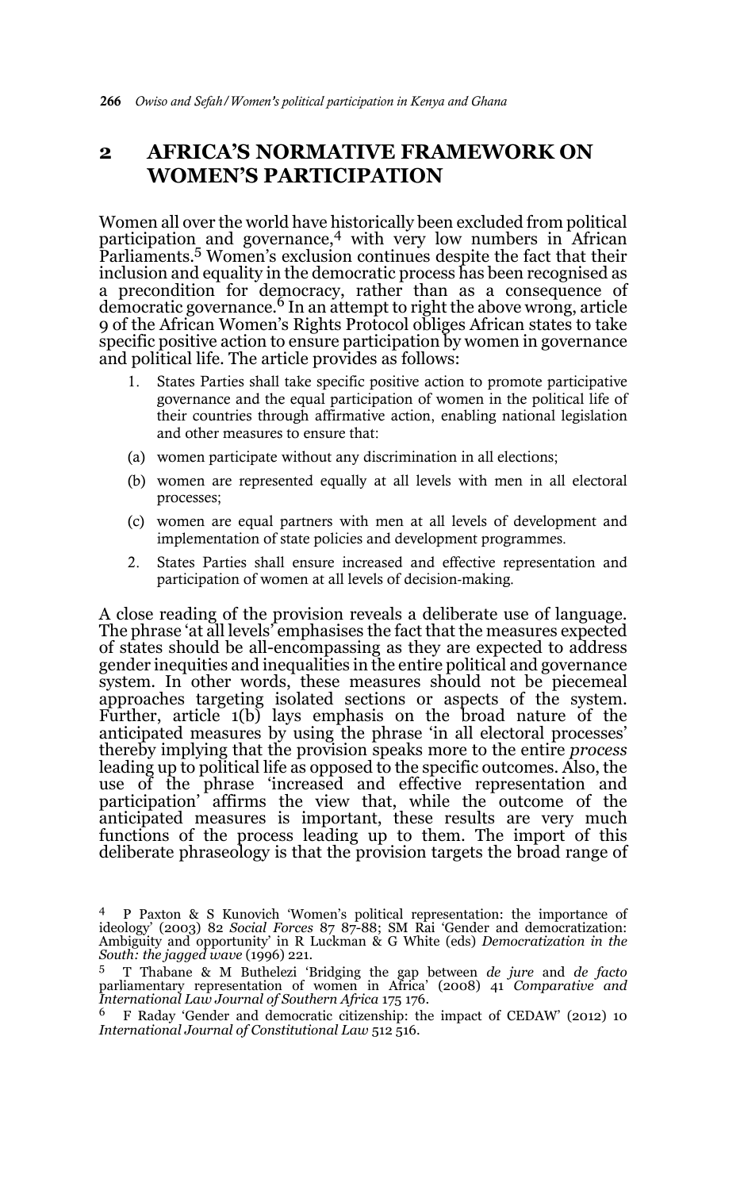## 2 AFRICA'S NORMATIVE FRAMEWORK ON WOMEN'S PARTICIPATION

Women all over the world have historically been excluded from political participation and governance,[4] with very low numbers in African Parliaments.[5] Women's exclusion continues despite the fact that their inclusion and equality in the democratic process has been recognised as a precondition for democracy, rather than as a consequence of democratic governance.[6] In an attempt to right the above wrong, article 9 of the African Women's Rights Protocol obliges African states to take specific positive action to ensure participation by women in governance and political life. The article provides as follows:

> 1. States Parties shall take specific positive action to promote participative governance and the equal participation of women in the political life of their countries through affirmative action, enabling national legislation and other measures to ensure that:
>
> (a) women participate without any discrimination in all elections;
>
> (b) women are represented equally at all levels with men in all electoral processes;
>
> (c) women are equal partners with men at all levels of development and implementation of state policies and development programmes.
>
> 2. States Parties shall ensure increased and effective representation and participation of women at all levels of decision-making.

A close reading of the provision reveals a deliberate use of language. The phrase 'at all levels' emphasises the fact that the measures expected of states should be all-encompassing as they are expected to address gender inequities and inequalities in the entire political and governance system. In other words, these measures should not be piecemeal approaches targeting isolated sections or aspects of the system. Further, article 1(b) lays emphasis on the broad nature of the anticipated measures by using the phrase 'in all electoral processes' thereby implying that the provision speaks more to the entire *process* leading up to political life as opposed to the specific outcomes. Also, the use of the phrase 'increased and effective representation and participation' affirms the view that, while the outcome of the anticipated measures is important, these results are very much functions of the process leading up to them. The import of this deliberate phraseology is that the provision targets the broad range of

---

[4] P Paxton & S Kunovich 'Women's political representation: the importance of ideology' (2003) 82 *Social Forces* 87 87-88; SM Rai 'Gender and democratization: Ambiguity and opportunity' in R Luckman & G White (eds) *Democratization in the South: the jagged wave* (1996) 221.

[5] T Thabane & M Buthelezi 'Bridging the gap between *de jure* and *de facto* parliamentary representation of women in Africa' (2008) 41 *Comparative and International Law Journal of Southern Africa* 175 176.

[6] F Raday 'Gender and democratic citizenship: the impact of CEDAW' (2012) 10 *International Journal of Constitutional Law* 512 516.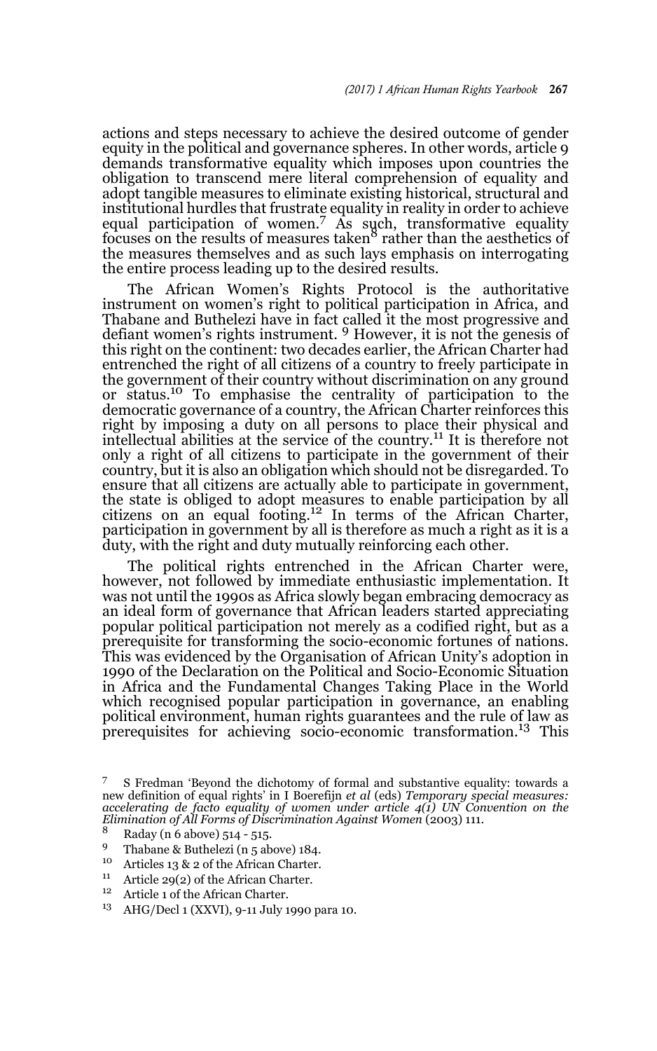actions and steps necessary to achieve the desired outcome of gender equity in the political and governance spheres. In other words, article 9 demands transformative equality which imposes upon countries the obligation to transcend mere literal comprehension of equality and adopt tangible measures to eliminate existing historical, structural and institutional hurdles that frustrate equality in reality in order to achieve equal participation of women.[7] As such, transformative equality focuses on the results of measures taken[8] rather than the aesthetics of the measures themselves and as such lays emphasis on interrogating the entire process leading up to the desired results.

The African Women's Rights Protocol is the authoritative instrument on women's right to political participation in Africa, and Thabane and Buthelezi have in fact called it the most progressive and defiant women's rights instrument.[9] However, it is not the genesis of this right on the continent: two decades earlier, the African Charter had entrenched the right of all citizens of a country to freely participate in the government of their country without discrimination on any ground or status.[10] To emphasise the centrality of participation to the democratic governance of a country, the African Charter reinforces this right by imposing a duty on all persons to place their physical and intellectual abilities at the service of the country.[11] It is therefore not only a right of all citizens to participate in the government of their country, but it is also an obligation which should not be disregarded. To ensure that all citizens are actually able to participate in government, the state is obliged to adopt measures to enable participation by all citizens on an equal footing.[12] In terms of the African Charter, participation in government by all is therefore as much a right as it is a duty, with the right and duty mutually reinforcing each other.

The political rights entrenched in the African Charter were, however, not followed by immediate enthusiastic implementation. It was not until the 1990s as Africa slowly began embracing democracy as an ideal form of governance that African leaders started appreciating popular political participation not merely as a codified right, but as a prerequisite for transforming the socio-economic fortunes of nations. This was evidenced by the Organisation of African Unity's adoption in 1990 of the Declaration on the Political and Socio-Economic Situation in Africa and the Fundamental Changes Taking Place in the World which recognised popular participation in governance, an enabling political environment, human rights guarantees and the rule of law as prerequisites for achieving socio-economic transformation.[13] This

---

[7] S Fredman 'Beyond the dichotomy of formal and substantive equality: towards a new definition of equal rights' in I Boerefijn *et al* (eds) *Temporary special measures: accelerating de facto equality of women under article 4(1) UN Convention on the Elimination of All Forms of Discrimination Against Women* (2003) 111.

[8] Raday (n 6 above) 514 - 515.

[9] Thabane & Buthelezi (n 5 above) 184.

[10] Articles 13 & 2 of the African Charter.

[11] Article 29(2) of the African Charter.

[12] Article 1 of the African Charter.

[13] AHG/Decl 1 (XXVI), 9-11 July 1990 para 10.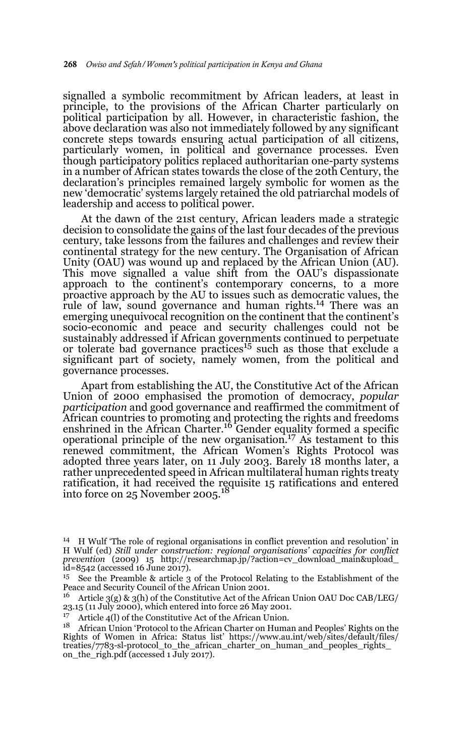signalled a symbolic recommitment by African leaders, at least in principle, to the provisions of the African Charter particularly on political participation by all. However, in characteristic fashion, the above declaration was also not immediately followed by any significant concrete steps towards ensuring actual participation of all citizens, particularly women, in political and governance processes. Even though participatory politics replaced authoritarian one-party systems in a number of African states towards the close of the 20th Century, the declaration's principles remained largely symbolic for women as the new 'democratic' systems largely retained the old patriarchal models of leadership and access to political power.

At the dawn of the 21st century, African leaders made a strategic decision to consolidate the gains of the last four decades of the previous century, take lessons from the failures and challenges and review their continental strategy for the new century. The Organisation of African Unity (OAU) was wound up and replaced by the African Union (AU). This move signalled a value shift from the OAU's dispassionate approach to the continent's contemporary concerns, to a more proactive approach by the AU to issues such as democratic values, the rule of law, sound governance and human rights.[14] There was an emerging unequivocal recognition on the continent that the continent's socio-economic and peace and security challenges could not be sustainably addressed if African governments continued to perpetuate or tolerate bad governance practices[15] such as those that exclude a significant part of society, namely women, from the political and governance processes.

Apart from establishing the AU, the Constitutive Act of the African Union of 2000 emphasised the promotion of democracy, *popular participation* and good governance and reaffirmed the commitment of African countries to promoting and protecting the rights and freedoms enshrined in the African Charter.[16] Gender equality formed a specific operational principle of the new organisation.[17] As testament to this renewed commitment, the African Women's Rights Protocol was adopted three years later, on 11 July 2003. Barely 18 months later, a rather unprecedented speed in African multilateral human rights treaty ratification, it had received the requisite 15 ratifications and entered into force on 25 November 2005.[18]

---

[14] H Wulf 'The role of regional organisations in conflict prevention and resolution' in H Wulf (ed) *Still under construction: regional organisations' capacities for conflict prevention* (2009) 15 http://researchmap.jp/?action=cv_download_main&upload_id=8542 (accessed 16 June 2017).

[15] See the Preamble & article 3 of the Protocol Relating to the Establishment of the Peace and Security Council of the African Union 2001.

[16] Article 3(g) & 3(h) of the Constitutive Act of the African Union OAU Doc CAB/LEG/23.15 (11 July 2000), which entered into force 26 May 2001.

[17] Article 4(l) of the Constitutive Act of the African Union.

[18] African Union 'Protocol to the African Charter on Human and Peoples' Rights on the Rights of Women in Africa: Status list' https://www.au.int/web/sites/default/files/treaties/7783-sl-protocol_to_the_african_charter_on_human_and_peoples_rights_on_the_righ.pdf (accessed 1 July 2017).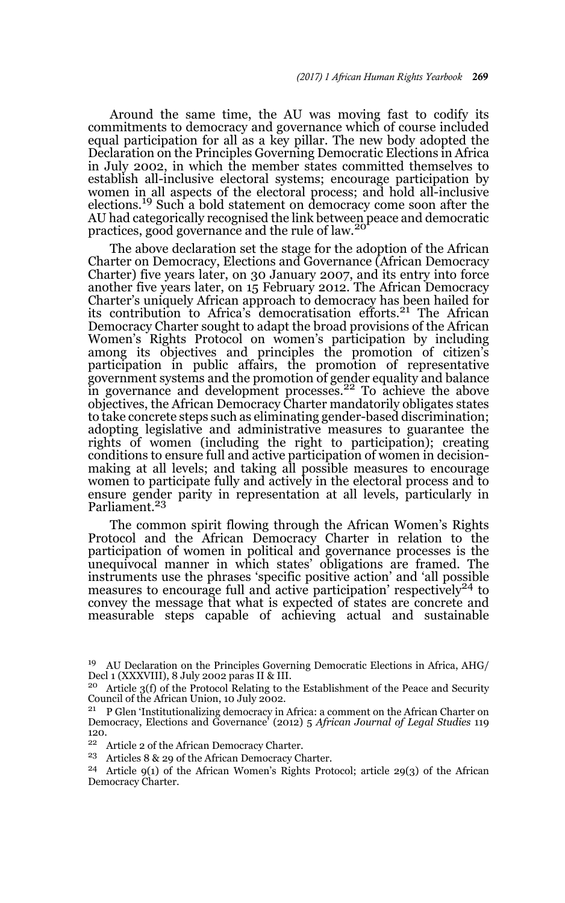Around the same time, the AU was moving fast to codify its commitments to democracy and governance which of course included equal participation for all as a key pillar. The new body adopted the Declaration on the Principles Governing Democratic Elections in Africa in July 2002, in which the member states committed themselves to establish all-inclusive electoral systems; encourage participation by women in all aspects of the electoral process; and hold all-inclusive elections.[19] Such a bold statement on democracy come soon after the AU had categorically recognised the link between peace and democratic practices, good governance and the rule of law.[20]

The above declaration set the stage for the adoption of the African Charter on Democracy, Elections and Governance (African Democracy Charter) five years later, on 30 January 2007, and its entry into force another five years later, on 15 February 2012. The African Democracy Charter's uniquely African approach to democracy has been hailed for its contribution to Africa's democratisation efforts.[21] The African Democracy Charter sought to adapt the broad provisions of the African Women's Rights Protocol on women's participation by including among its objectives and principles the promotion of citizen's participation in public affairs, the promotion of representative government systems and the promotion of gender equality and balance in governance and development processes.[22] To achieve the above objectives, the African Democracy Charter mandatorily obligates states to take concrete steps such as eliminating gender-based discrimination; adopting legislative and administrative measures to guarantee the rights of women (including the right to participation); creating conditions to ensure full and active participation of women in decision-making at all levels; and taking all possible measures to encourage women to participate fully and actively in the electoral process and to ensure gender parity in representation at all levels, particularly in Parliament.[23]

The common spirit flowing through the African Women's Rights Protocol and the African Democracy Charter in relation to the participation of women in political and governance processes is the unequivocal manner in which states' obligations are framed. The instruments use the phrases 'specific positive action' and 'all possible measures to encourage full and active participation' respectively[24] to convey the message that what is expected of states are concrete and measurable steps capable of achieving actual and sustainable

---

[19] AU Declaration on the Principles Governing Democratic Elections in Africa, AHG/Decl 1 (XXXVIII), 8 July 2002 paras II & III.

[20] Article 3(f) of the Protocol Relating to the Establishment of the Peace and Security Council of the African Union, 10 July 2002.

[21] P Glen 'Institutionalizing democracy in Africa: a comment on the African Charter on Democracy, Elections and Governance' (2012) 5 *African Journal of Legal Studies* 119 120.

[22] Article 2 of the African Democracy Charter.

[23] Articles 8 & 29 of the African Democracy Charter.

[24] Article 9(1) of the African Women's Rights Protocol; article 29(3) of the African Democracy Charter.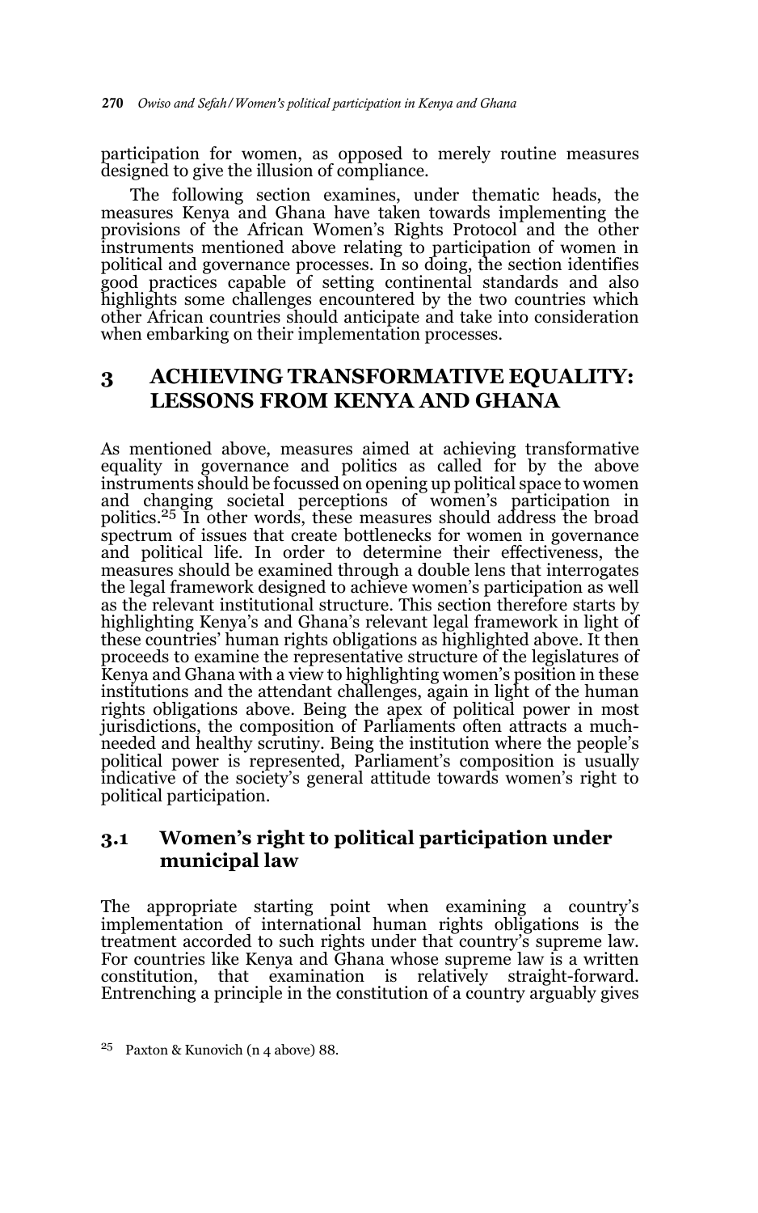participation for women, as opposed to merely routine measures designed to give the illusion of compliance.

The following section examines, under thematic heads, the measures Kenya and Ghana have taken towards implementing the provisions of the African Women's Rights Protocol and the other instruments mentioned above relating to participation of women in political and governance processes. In so doing, the section identifies good practices capable of setting continental standards and also highlights some challenges encountered by the two countries which other African countries should anticipate and take into consideration when embarking on their implementation processes.

## 3 ACHIEVING TRANSFORMATIVE EQUALITY: LESSONS FROM KENYA AND GHANA

As mentioned above, measures aimed at achieving transformative equality in governance and politics as called for by the above instruments should be focussed on opening up political space to women and changing societal perceptions of women's participation in politics.[25] In other words, these measures should address the broad spectrum of issues that create bottlenecks for women in governance and political life. In order to determine their effectiveness, the measures should be examined through a double lens that interrogates the legal framework designed to achieve women's participation as well as the relevant institutional structure. This section therefore starts by highlighting Kenya's and Ghana's relevant legal framework in light of these countries' human rights obligations as highlighted above. It then proceeds to examine the representative structure of the legislatures of Kenya and Ghana with a view to highlighting women's position in these institutions and the attendant challenges, again in light of the human rights obligations above. Being the apex of political power in most jurisdictions, the composition of Parliaments often attracts a much-needed and healthy scrutiny. Being the institution where the people's political power is represented, Parliament's composition is usually indicative of the society's general attitude towards women's right to political participation.

### 3.1 Women's right to political participation under municipal law

The appropriate starting point when examining a country's implementation of international human rights obligations is the treatment accorded to such rights under that country's supreme law. For countries like Kenya and Ghana whose supreme law is a written constitution, that examination is relatively straight-forward. Entrenching a principle in the constitution of a country arguably gives

[25] Paxton & Kunovich (n 4 above) 88.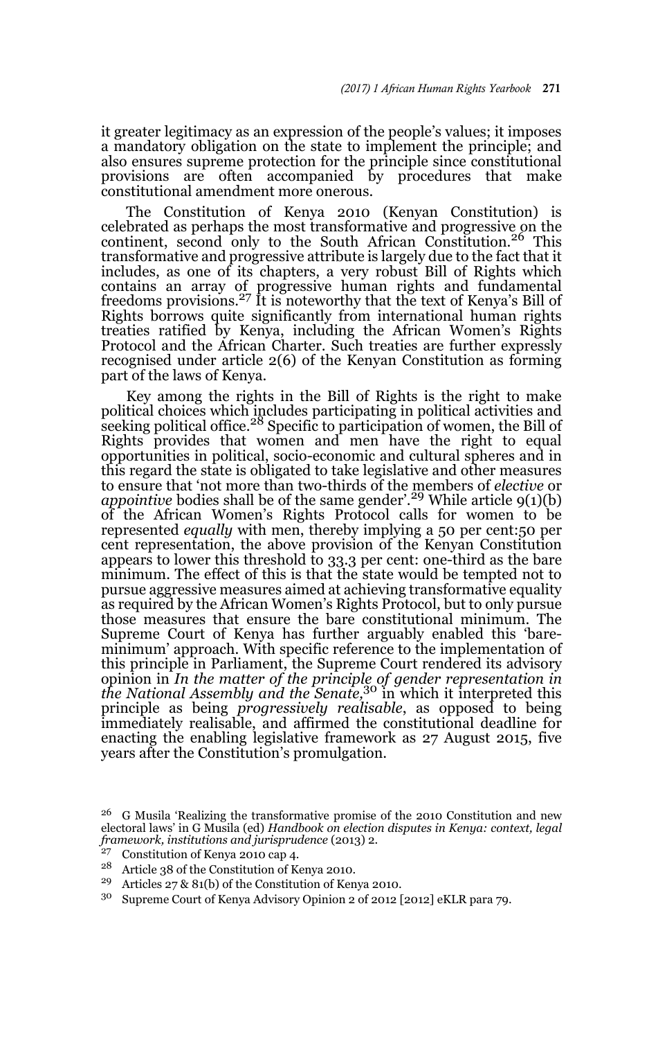it greater legitimacy as an expression of the people's values; it imposes a mandatory obligation on the state to implement the principle; and also ensures supreme protection for the principle since constitutional provisions are often accompanied by procedures that make constitutional amendment more onerous.

The Constitution of Kenya 2010 (Kenyan Constitution) is celebrated as perhaps the most transformative and progressive on the continent, second only to the South African Constitution.[26] This transformative and progressive attribute is largely due to the fact that it includes, as one of its chapters, a very robust Bill of Rights which contains an array of progressive human rights and fundamental freedoms provisions.[27] It is noteworthy that the text of Kenya's Bill of Rights borrows quite significantly from international human rights treaties ratified by Kenya, including the African Women's Rights Protocol and the African Charter. Such treaties are further expressly recognised under article 2(6) of the Kenyan Constitution as forming part of the laws of Kenya.

Key among the rights in the Bill of Rights is the right to make political choices which includes participating in political activities and seeking political office.[28] Specific to participation of women, the Bill of Rights provides that women and men have the right to equal opportunities in political, socio-economic and cultural spheres and in this regard the state is obligated to take legislative and other measures to ensure that 'not more than two-thirds of the members of *elective* or *appointive* bodies shall be of the same gender'.[29] While article 9(1)(b) of the African Women's Rights Protocol calls for women to be represented *equally* with men, thereby implying a 50 per cent:50 per cent representation, the above provision of the Kenyan Constitution appears to lower this threshold to 33.3 per cent: one-third as the bare minimum. The effect of this is that the state would be tempted not to pursue aggressive measures aimed at achieving transformative equality as required by the African Women's Rights Protocol, but to only pursue those measures that ensure the bare constitutional minimum. The Supreme Court of Kenya has further arguably enabled this 'bare-minimum' approach. With specific reference to the implementation of this principle in Parliament, the Supreme Court rendered its advisory opinion in *In the matter of the principle of gender representation in the National Assembly and the Senate*,[30] in which it interpreted this principle as being *progressively realisable*, as opposed to being immediately realisable, and affirmed the constitutional deadline for enacting the enabling legislative framework as 27 August 2015, five years after the Constitution's promulgation.

---

[26] G Musila 'Realizing the transformative promise of the 2010 Constitution and new electoral laws' in G Musila (ed) *Handbook on election disputes in Kenya: context, legal framework, institutions and jurisprudence* (2013) 2.

[27] Constitution of Kenya 2010 cap 4.

[28] Article 38 of the Constitution of Kenya 2010.

[29] Articles 27 & 81(b) of the Constitution of Kenya 2010.

[30] Supreme Court of Kenya Advisory Opinion 2 of 2012 [2012] eKLR para 79.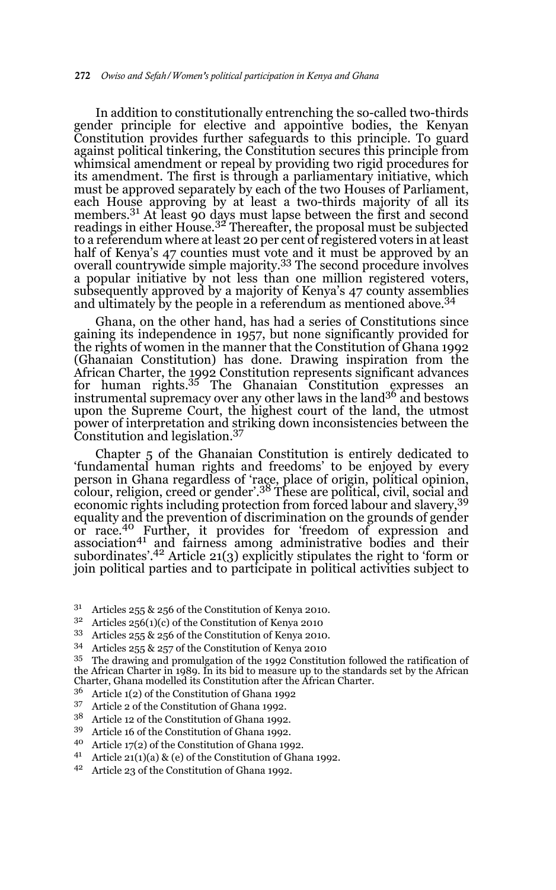In addition to constitutionally entrenching the so-called two-thirds gender principle for elective and appointive bodies, the Kenyan Constitution provides further safeguards to this principle. To guard against political tinkering, the Constitution secures this principle from whimsical amendment or repeal by providing two rigid procedures for its amendment. The first is through a parliamentary initiative, which must be approved separately by each of the two Houses of Parliament, each House approving by at least a two-thirds majority of all its members.[31] At least 90 days must lapse between the first and second readings in either House.[32] Thereafter, the proposal must be subjected to a referendum where at least 20 per cent of registered voters in at least half of Kenya's 47 counties must vote and it must be approved by an overall countrywide simple majority.[33] The second procedure involves a popular initiative by not less than one million registered voters, subsequently approved by a majority of Kenya's 47 county assemblies and ultimately by the people in a referendum as mentioned above.[34]

Ghana, on the other hand, has had a series of Constitutions since gaining its independence in 1957, but none significantly provided for the rights of women in the manner that the Constitution of Ghana 1992 (Ghanaian Constitution) has done. Drawing inspiration from the African Charter, the 1992 Constitution represents significant advances for human rights.[35] The Ghanaian Constitution expresses an instrumental supremacy over any other laws in the land[36] and bestows upon the Supreme Court, the highest court of the land, the utmost power of interpretation and striking down inconsistencies between the Constitution and legislation.[37]

Chapter 5 of the Ghanaian Constitution is entirely dedicated to 'fundamental human rights and freedoms' to be enjoyed by every person in Ghana regardless of 'race, place of origin, political opinion, colour, religion, creed or gender'.[38] These are political, civil, social and economic rights including protection from forced labour and slavery,[39] equality and the prevention of discrimination on the grounds of gender or race.[40] Further, it provides for 'freedom of expression and association[41] and fairness among administrative bodies and their subordinates'.[42] Article 21(3) explicitly stipulates the right to 'form or join political parties and to participate in political activities subject to

---

31 Articles 255 & 256 of the Constitution of Kenya 2010.

32 Articles 256(1)(c) of the Constitution of Kenya 2010

33 Articles 255 & 256 of the Constitution of Kenya 2010.

34 Articles 255 & 257 of the Constitution of Kenya 2010

35 The drawing and promulgation of the 1992 Constitution followed the ratification of the African Charter in 1989. In its bid to measure up to the standards set by the African Charter, Ghana modelled its Constitution after the African Charter.

36 Article 1(2) of the Constitution of Ghana 1992

37 Article 2 of the Constitution of Ghana 1992.

38 Article 12 of the Constitution of Ghana 1992.

39 Article 16 of the Constitution of Ghana 1992.

40 Article 17(2) of the Constitution of Ghana 1992.

41 Article 21(1)(a) & (e) of the Constitution of Ghana 1992.

42 Article 23 of the Constitution of Ghana 1992.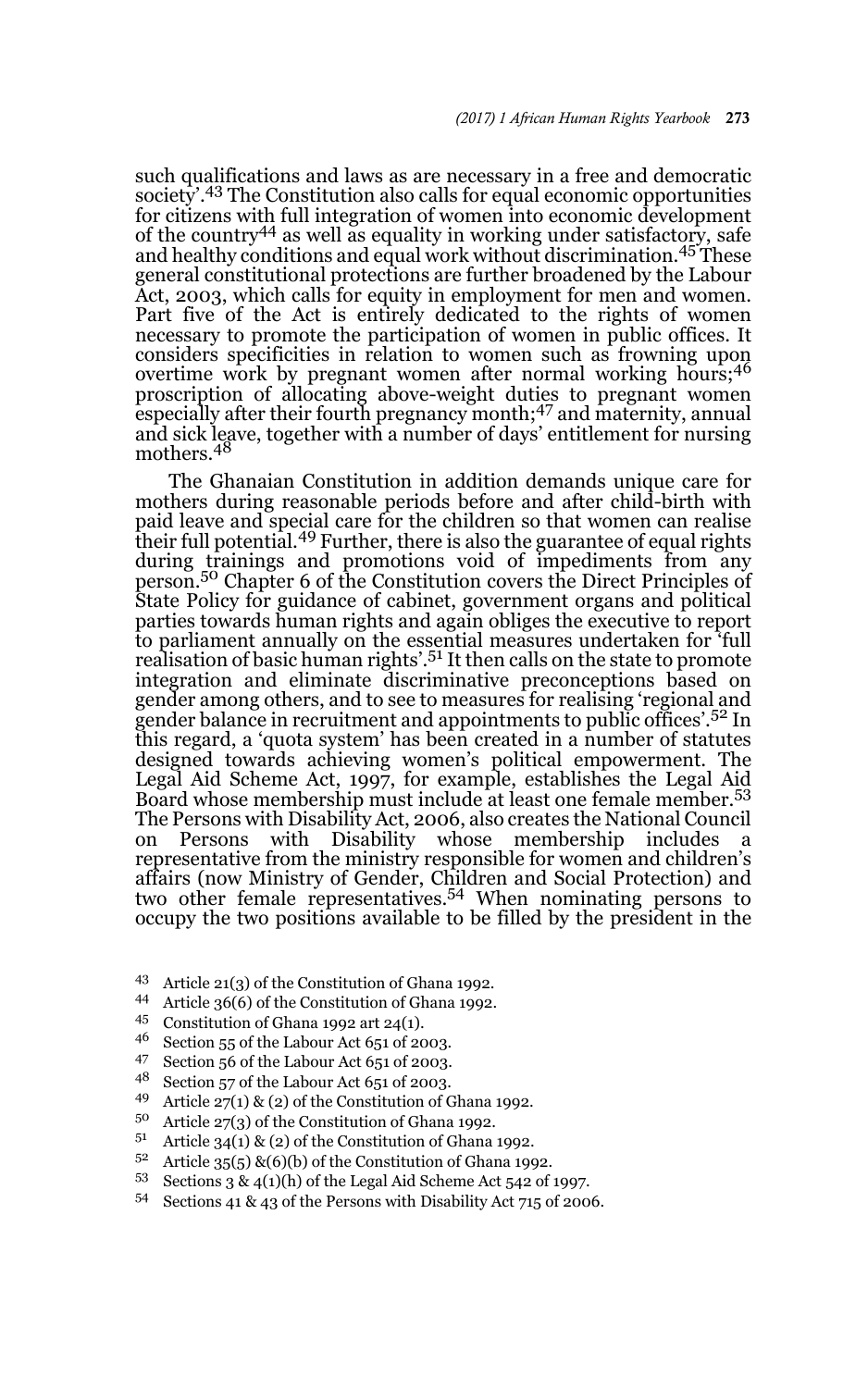such qualifications and laws as are necessary in a free and democratic society'.[43] The Constitution also calls for equal economic opportunities for citizens with full integration of women into economic development of the country[44] as well as equality in working under satisfactory, safe and healthy conditions and equal work without discrimination.[45] These general constitutional protections are further broadened by the Labour Act, 2003, which calls for equity in employment for men and women. Part five of the Act is entirely dedicated to the rights of women necessary to promote the participation of women in public offices. It considers specificities in relation to women such as frowning upon overtime work by pregnant women after normal working hours;[46] proscription of allocating above-weight duties to pregnant women especially after their fourth pregnancy month;[47] and maternity, annual and sick leave, together with a number of days' entitlement for nursing mothers.[48]

The Ghanaian Constitution in addition demands unique care for mothers during reasonable periods before and after child-birth with paid leave and special care for the children so that women can realise their full potential.[49] Further, there is also the guarantee of equal rights during trainings and promotions void of impediments from any person.[50] Chapter 6 of the Constitution covers the Direct Principles of State Policy for guidance of cabinet, government organs and political parties towards human rights and again obliges the executive to report to parliament annually on the essential measures undertaken for 'full realisation of basic human rights'.[51] It then calls on the state to promote integration and eliminate discriminative preconceptions based on gender among others, and to see to measures for realising 'regional and gender balance in recruitment and appointments to public offices'.[52] In this regard, a 'quota system' has been created in a number of statutes designed towards achieving women's political empowerment. The Legal Aid Scheme Act, 1997, for example, establishes the Legal Aid Board whose membership must include at least one female member.[53] The Persons with Disability Act, 2006, also creates the National Council on Persons with Disability whose membership includes a representative from the ministry responsible for women and children's affairs (now Ministry of Gender, Children and Social Protection) and two other female representatives.[54] When nominating persons to occupy the two positions available to be filled by the president in the

---

[43] Article 21(3) of the Constitution of Ghana 1992.

[44] Article 36(6) of the Constitution of Ghana 1992.

[45] Constitution of Ghana 1992 art 24(1).

[46] Section 55 of the Labour Act 651 of 2003.

[47] Section 56 of the Labour Act 651 of 2003.

[48] Section 57 of the Labour Act 651 of 2003.

[49] Article 27(1) & (2) of the Constitution of Ghana 1992.

[50] Article 27(3) of the Constitution of Ghana 1992.

[51] Article 34(1) & (2) of the Constitution of Ghana 1992.

[52] Article 35(5) &(6)(b) of the Constitution of Ghana 1992.

[53] Sections 3 & 4(1)(h) of the Legal Aid Scheme Act 542 of 1997.

[54] Sections 41 & 43 of the Persons with Disability Act 715 of 2006.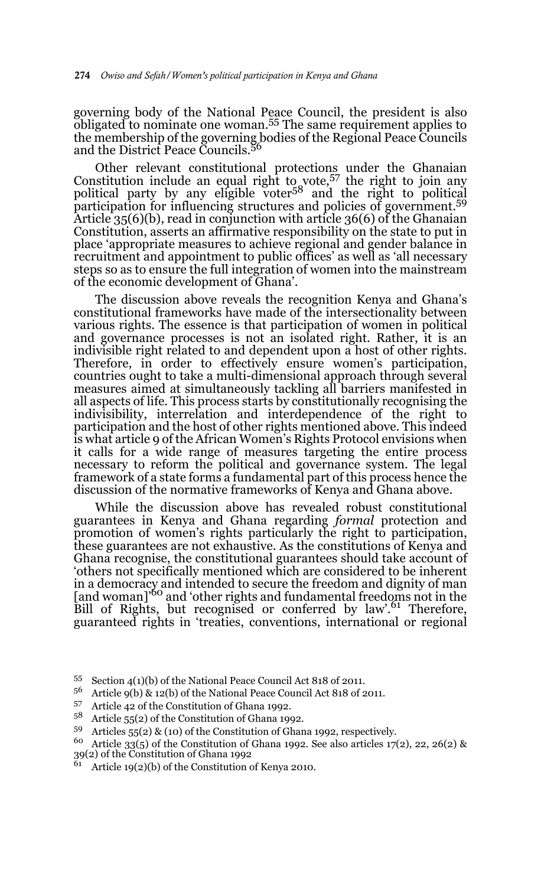governing body of the National Peace Council, the president is also obligated to nominate one woman.[55] The same requirement applies to the membership of the governing bodies of the Regional Peace Councils and the District Peace Councils.[56]

Other relevant constitutional protections under the Ghanaian Constitution include an equal right to vote,[57] the right to join any political party by any eligible voter[58] and the right to political participation for influencing structures and policies of government.[59] Article 35(6)(b), read in conjunction with article 36(6) of the Ghanaian Constitution, asserts an affirmative responsibility on the state to put in place 'appropriate measures to achieve regional and gender balance in recruitment and appointment to public offices' as well as 'all necessary steps so as to ensure the full integration of women into the mainstream of the economic development of Ghana'.

The discussion above reveals the recognition Kenya and Ghana's constitutional frameworks have made of the intersectionality between various rights. The essence is that participation of women in political and governance processes is not an isolated right. Rather, it is an indivisible right related to and dependent upon a host of other rights. Therefore, in order to effectively ensure women's participation, countries ought to take a multi-dimensional approach through several measures aimed at simultaneously tackling all barriers manifested in all aspects of life. This process starts by constitutionally recognising the indivisibility, interrelation and interdependence of the right to participation and the host of other rights mentioned above. This indeed is what article 9 of the African Women's Rights Protocol envisions when it calls for a wide range of measures targeting the entire process necessary to reform the political and governance system. The legal framework of a state forms a fundamental part of this process hence the discussion of the normative frameworks of Kenya and Ghana above.

While the discussion above has revealed robust constitutional guarantees in Kenya and Ghana regarding *formal* protection and promotion of women's rights particularly the right to participation, these guarantees are not exhaustive. As the constitutions of Kenya and Ghana recognise, the constitutional guarantees should take account of 'others not specifically mentioned which are considered to be inherent in a democracy and intended to secure the freedom and dignity of man [and woman]'[60] and 'other rights and fundamental freedoms not in the Bill of Rights, but recognised or conferred by law'.[61] Therefore, guaranteed rights in 'treaties, conventions, international or regional

---

55 Section 4(1)(b) of the National Peace Council Act 818 of 2011.

56 Article 9(b) & 12(b) of the National Peace Council Act 818 of 2011.

57 Article 42 of the Constitution of Ghana 1992.

58 Article 55(2) of the Constitution of Ghana 1992.

59 Articles 55(2) & (10) of the Constitution of Ghana 1992, respectively.

60 Article 33(5) of the Constitution of Ghana 1992. See also articles 17(2), 22, 26(2) & 39(2) of the Constitution of Ghana 1992

61 Article 19(2)(b) of the Constitution of Kenya 2010.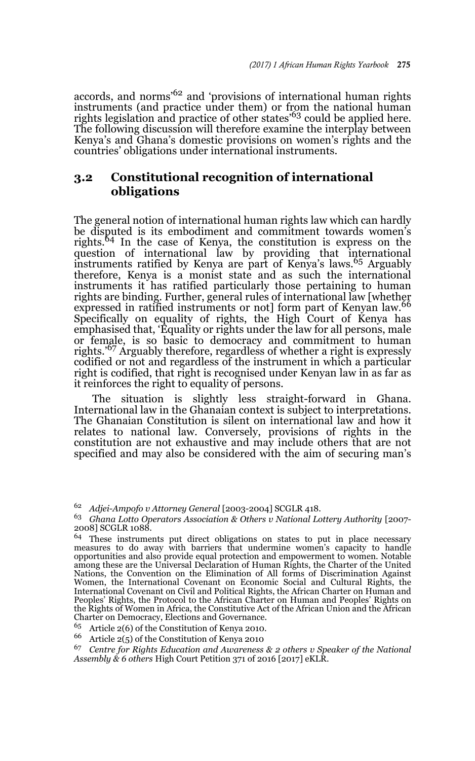accords, and norms'[62] and 'provisions of international human rights instruments (and practice under them) or from the national human rights legislation and practice of other states'[63] could be applied here. The following discussion will therefore examine the interplay between Kenya's and Ghana's domestic provisions on women's rights and the countries' obligations under international instruments.

## 3.2 Constitutional recognition of international obligations

The general notion of international human rights law which can hardly be disputed is its embodiment and commitment towards women's rights.[64] In the case of Kenya, the constitution is express on the question of international law by providing that international instruments ratified by Kenya are part of Kenya's laws.[65] Arguably therefore, Kenya is a monist state and as such the international instruments it has ratified particularly those pertaining to human rights are binding. Further, general rules of international law [whether expressed in ratified instruments or not] form part of Kenyan law.[66] Specifically on equality of rights, the High Court of Kenya has emphasised that, 'Equality or rights under the law for all persons, male or female, is so basic to democracy and commitment to human rights.'[67] Arguably therefore, regardless of whether a right is expressly codified or not and regardless of the instrument in which a particular right is codified, that right is recognised under Kenyan law in as far as it reinforces the right to equality of persons.

The situation is slightly less straight-forward in Ghana. International law in the Ghanaian context is subject to interpretations. The Ghanaian Constitution is silent on international law and how it relates to national law. Conversely, provisions of rights in the constitution are not exhaustive and may include others that are not specified and may also be considered with the aim of securing man's

---

[62] *Adjei-Ampofo v Attorney General* [2003-2004] SCGLR 418.

[63] *Ghana Lotto Operators Association & Others v National Lottery Authority* [2007-2008] SCGLR 1088.

[64] These instruments put direct obligations on states to put in place necessary measures to do away with barriers that undermine women's capacity to handle opportunities and also provide equal protection and empowerment to women. Notable among these are the Universal Declaration of Human Rights, the Charter of the United Nations, the Convention on the Elimination of All forms of Discrimination Against Women, the International Covenant on Economic Social and Cultural Rights, the International Covenant on Civil and Political Rights, the African Charter on Human and Peoples' Rights, the Protocol to the African Charter on Human and Peoples' Rights on the Rights of Women in Africa, the Constitutive Act of the African Union and the African Charter on Democracy, Elections and Governance.

[65] Article 2(6) of the Constitution of Kenya 2010.

[66] Article 2(5) of the Constitution of Kenya 2010

[67] *Centre for Rights Education and Awareness & 2 others v Speaker of the National Assembly & 6 others* High Court Petition 371 of 2016 [2017] eKLR.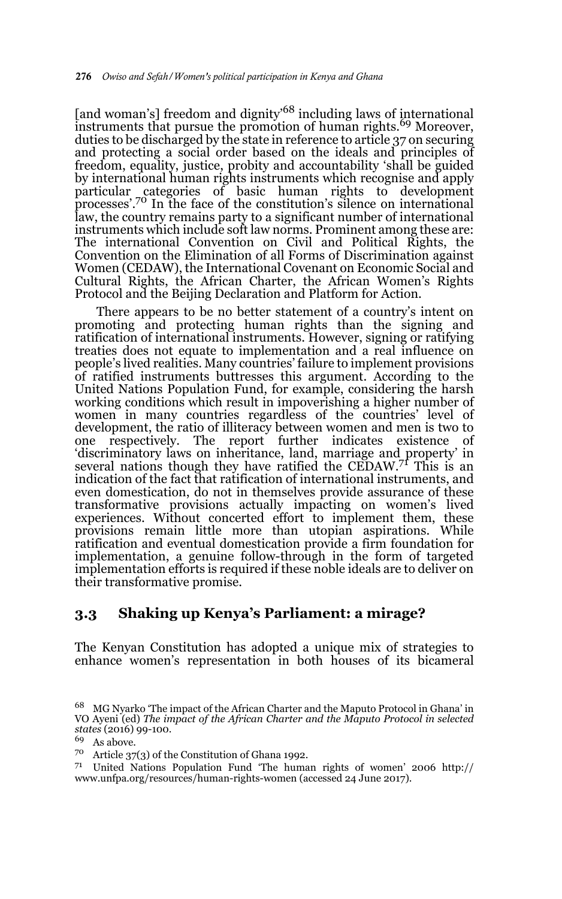[and woman's] freedom and dignity'[68] including laws of international instruments that pursue the promotion of human rights.[69] Moreover, duties to be discharged by the state in reference to article 37 on securing and protecting a social order based on the ideals and principles of freedom, equality, justice, probity and accountability 'shall be guided by international human rights instruments which recognise and apply particular categories of basic human rights to development processes'.[70] In the face of the constitution's silence on international law, the country remains party to a significant number of international instruments which include soft law norms. Prominent among these are: The international Convention on Civil and Political Rights, the Convention on the Elimination of all Forms of Discrimination against Women (CEDAW), the International Covenant on Economic Social and Cultural Rights, the African Charter, the African Women's Rights Protocol and the Beijing Declaration and Platform for Action.

There appears to be no better statement of a country's intent on promoting and protecting human rights than the signing and ratification of international instruments. However, signing or ratifying treaties does not equate to implementation and a real influence on people's lived realities. Many countries' failure to implement provisions of ratified instruments buttresses this argument. According to the United Nations Population Fund, for example, considering the harsh working conditions which result in impoverishing a higher number of women in many countries regardless of the countries' level of development, the ratio of illiteracy between women and men is two to one respectively. The report further indicates existence of 'discriminatory laws on inheritance, land, marriage and property' in several nations though they have ratified the CEDAW.[71] This is an indication of the fact that ratification of international instruments, and even domestication, do not in themselves provide assurance of these transformative provisions actually impacting on women's lived experiences. Without concerted effort to implement them, these provisions remain little more than utopian aspirations. While ratification and eventual domestication provide a firm foundation for implementation, a genuine follow-through in the form of targeted implementation efforts is required if these noble ideals are to deliver on their transformative promise.

### 3.3 Shaking up Kenya's Parliament: a mirage?

The Kenyan Constitution has adopted a unique mix of strategies to enhance women's representation in both houses of its bicameral

---

[68] MG Nyarko 'The impact of the African Charter and the Maputo Protocol in Ghana' in VO Ayeni (ed) *The impact of the African Charter and the Maputo Protocol in selected states* (2016) 99-100.

[69] As above.

[70] Article 37(3) of the Constitution of Ghana 1992.

[71] United Nations Population Fund 'The human rights of women' 2006 http://www.unfpa.org/resources/human-rights-women (accessed 24 June 2017).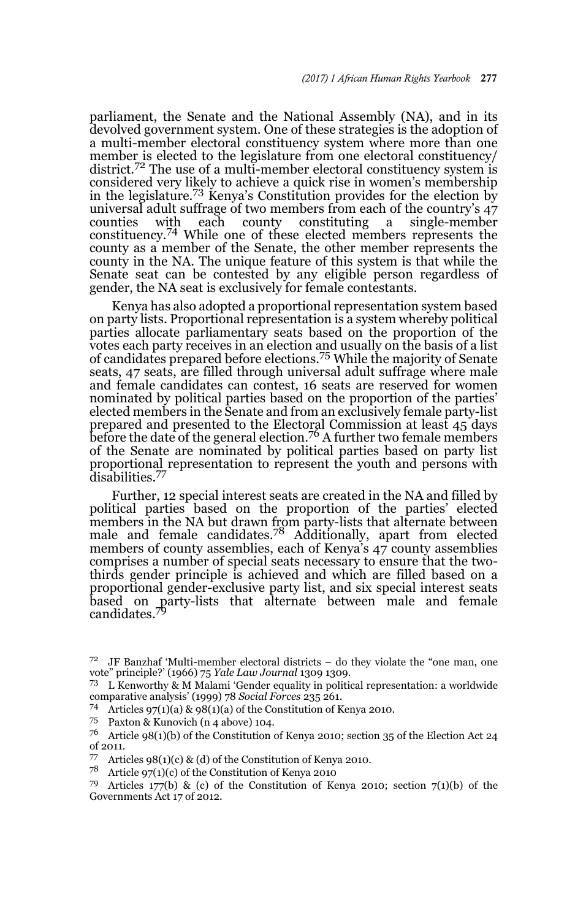parliament, the Senate and the National Assembly (NA), and in its devolved government system. One of these strategies is the adoption of a multi-member electoral constituency system where more than one member is elected to the legislature from one electoral constituency/ district.[72] The use of a multi-member electoral constituency system is considered very likely to achieve a quick rise in women's membership in the legislature.[73] Kenya's Constitution provides for the election by universal adult suffrage of two members from each of the country's 47 counties with each county constituting a single-member constituency.[74] While one of these elected members represents the county as a member of the Senate, the other member represents the county in the NA. The unique feature of this system is that while the Senate seat can be contested by any eligible person regardless of gender, the NA seat is exclusively for female contestants.

Kenya has also adopted a proportional representation system based on party lists. Proportional representation is a system whereby political parties allocate parliamentary seats based on the proportion of the votes each party receives in an election and usually on the basis of a list of candidates prepared before elections.[75] While the majority of Senate seats, 47 seats, are filled through universal adult suffrage where male and female candidates can contest, 16 seats are reserved for women nominated by political parties based on the proportion of the parties' elected members in the Senate and from an exclusively female party-list prepared and presented to the Electoral Commission at least 45 days before the date of the general election.[76] A further two female members of the Senate are nominated by political parties based on party list proportional representation to represent the youth and persons with disabilities.[77]

Further, 12 special interest seats are created in the NA and filled by political parties based on the proportion of the parties' elected members in the NA but drawn from party-lists that alternate between male and female candidates.[78] Additionally, apart from elected members of county assemblies, each of Kenya's 47 county assemblies comprises a number of special seats necessary to ensure that the two-thirds gender principle is achieved and which are filled based on a proportional gender-exclusive party list, and six special interest seats based on party-lists that alternate between male and female candidates.[79]

---

[72] JF Banzhaf 'Multi-member electoral districts – do they violate the "one man, one vote" principle?' (1966) 75 *Yale Law Journal* 1309 1309.

[73] L Kenworthy & M Malami 'Gender equality in political representation: a worldwide comparative analysis' (1999) 78 *Social Forces* 235 261.

[74] Articles 97(1)(a) & 98(1)(a) of the Constitution of Kenya 2010.

[75] Paxton & Kunovich (n 4 above) 104.

[76] Article 98(1)(b) of the Constitution of Kenya 2010; section 35 of the Election Act 24 of 2011.

[77] Articles 98(1)(c) & (d) of the Constitution of Kenya 2010.

[78] Article 97(1)(c) of the Constitution of Kenya 2010

[79] Articles 177(b) & (c) of the Constitution of Kenya 2010; section 7(1)(b) of the Governments Act 17 of 2012.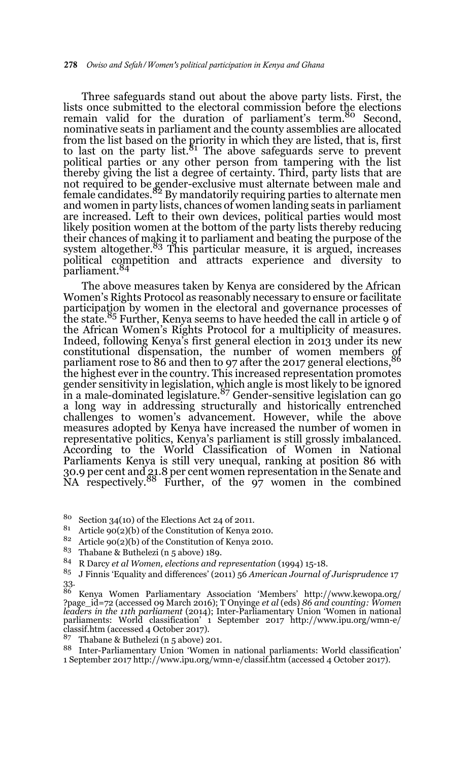Three safeguards stand out about the above party lists. First, the lists once submitted to the electoral commission before the elections remain valid for the duration of parliament's term.[80] Second, nominative seats in parliament and the county assemblies are allocated from the list based on the priority in which they are listed, that is, first to last on the party list.[81] The above safeguards serve to prevent political parties or any other person from tampering with the list thereby giving the list a degree of certainty. Third, party lists that are not required to be gender-exclusive must alternate between male and female candidates.[82] By mandatorily requiring parties to alternate men and women in party lists, chances of women landing seats in parliament are increased. Left to their own devices, political parties would most likely position women at the bottom of the party lists thereby reducing their chances of making it to parliament and beating the purpose of the system altogether.[83] This particular measure, it is argued, increases political competition and attracts experience and diversity to parliament.[84]

The above measures taken by Kenya are considered by the African Women's Rights Protocol as reasonably necessary to ensure or facilitate participation by women in the electoral and governance processes of the state.[85] Further, Kenya seems to have heeded the call in article 9 of the African Women's Rights Protocol for a multiplicity of measures. Indeed, following Kenya's first general election in 2013 under its new constitutional dispensation, the number of women members of parliament rose to 86 and then to 97 after the 2017 general elections,[86] the highest ever in the country. This increased representation promotes gender sensitivity in legislation, which angle is most likely to be ignored in a male-dominated legislature.[87] Gender-sensitive legislation can go a long way in addressing structurally and historically entrenched challenges to women's advancement. However, while the above measures adopted by Kenya have increased the number of women in representative politics, Kenya's parliament is still grossly imbalanced. According to the World Classification of Women in National Parliaments Kenya is still very unequal, ranking at position 86 with 30.9 per cent and 21.8 per cent women representation in the Senate and NA respectively.[88] Further, of the 97 women in the combined

---

80 Section 34(10) of the Elections Act 24 of 2011.

81 Article 90(2)(b) of the Constitution of Kenya 2010.

82 Article 90(2)(b) of the Constitution of Kenya 2010.

83 Thabane & Buthelezi (n 5 above) 189.

84 R Darcy *et al Women, elections and representation* (1994) 15-18.

85 J Finnis 'Equality and differences' (2011) 56 *American Journal of Jurisprudence* 17 33.

86 Kenya Women Parliamentary Association 'Members' http://www.kewopa.org/?page_id=72 (accessed 09 March 2016); T Onyinge *et al* (eds) *86 and counting: Women leaders in the 11th parliament* (2014); Inter-Parliamentary Union 'Women in national parliaments: World classification' 1 September 2017 http://www.ipu.org/wmn-e/classif.htm (accessed 4 October 2017).

87 Thabane & Buthelezi (n 5 above) 201.

88 Inter-Parliamentary Union 'Women in national parliaments: World classification' 1 September 2017 http://www.ipu.org/wmn-e/classif.htm (accessed 4 October 2017).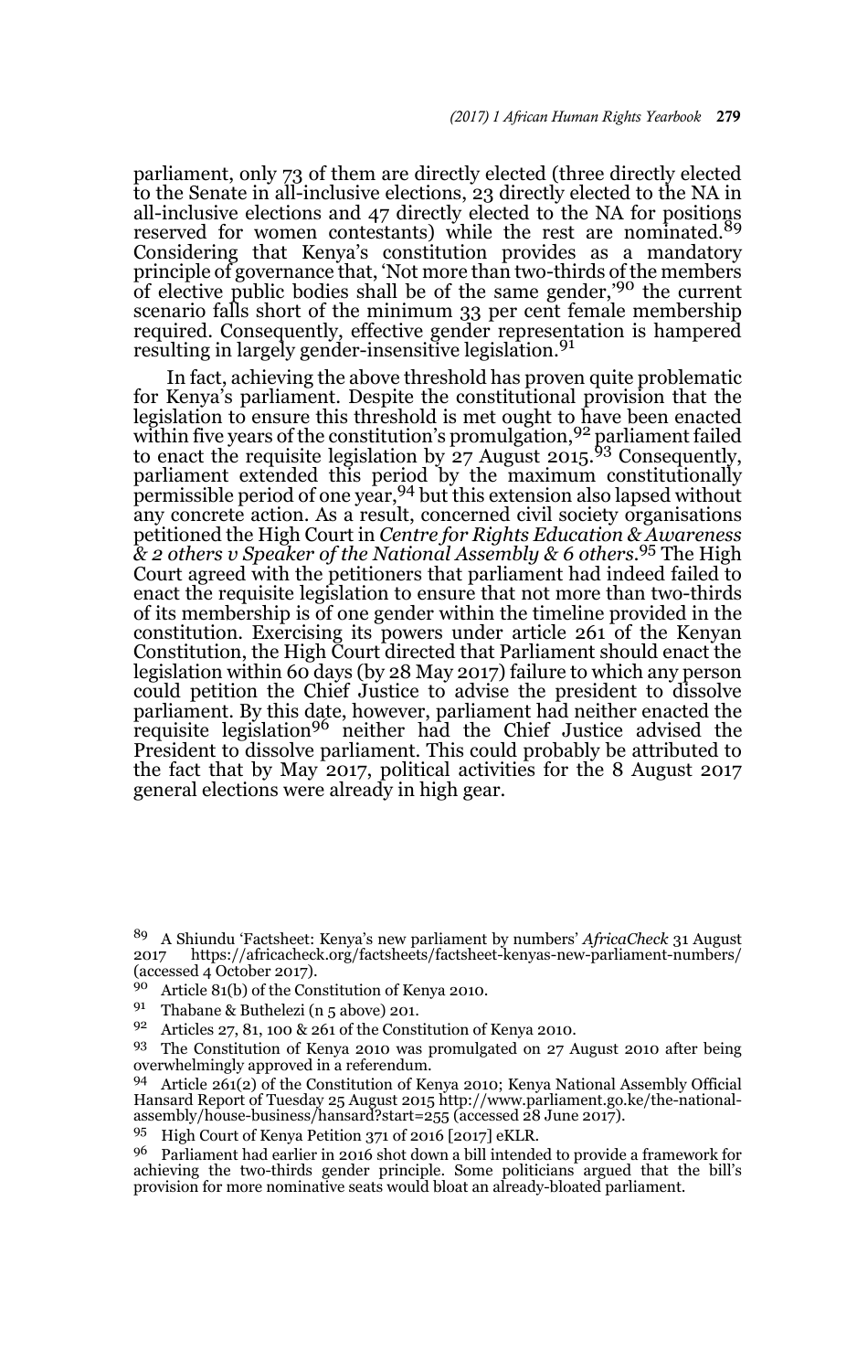parliament, only 73 of them are directly elected (three directly elected to the Senate in all-inclusive elections, 23 directly elected to the NA in all-inclusive elections and 47 directly elected to the NA for positions reserved for women contestants) while the rest are nominated.[89] Considering that Kenya's constitution provides as a mandatory principle of governance that, 'Not more than two-thirds of the members of elective public bodies shall be of the same gender,'[90] the current scenario falls short of the minimum 33 per cent female membership required. Consequently, effective gender representation is hampered resulting in largely gender-insensitive legislation.[91]

In fact, achieving the above threshold has proven quite problematic for Kenya's parliament. Despite the constitutional provision that the legislation to ensure this threshold is met ought to have been enacted within five years of the constitution's promulgation,[92] parliament failed to enact the requisite legislation by 27 August 2015.[93] Consequently, parliament extended this period by the maximum constitutionally permissible period of one year,[94] but this extension also lapsed without any concrete action. As a result, concerned civil society organisations petitioned the High Court in *Centre for Rights Education & Awareness & 2 others v Speaker of the National Assembly & 6 others*.[95] The High Court agreed with the petitioners that parliament had indeed failed to enact the requisite legislation to ensure that not more than two-thirds of its membership is of one gender within the timeline provided in the constitution. Exercising its powers under article 261 of the Kenyan Constitution, the High Court directed that Parliament should enact the legislation within 60 days (by 28 May 2017) failure to which any person could petition the Chief Justice to advise the president to dissolve parliament. By this date, however, parliament had neither enacted the requisite legislation[96] neither had the Chief Justice advised the President to dissolve parliament. This could probably be attributed to the fact that by May 2017, political activities for the 8 August 2017 general elections were already in high gear.

---

[89] A Shiundu 'Factsheet: Kenya's new parliament by numbers' *AfricaCheck* 31 August 2017 https://africacheck.org/factsheets/factsheet-kenyas-new-parliament-numbers/ (accessed 4 October 2017).

[90] Article 81(b) of the Constitution of Kenya 2010.

[91] Thabane & Buthelezi (n 5 above) 201.

[92] Articles 27, 81, 100 & 261 of the Constitution of Kenya 2010.

[93] The Constitution of Kenya 2010 was promulgated on 27 August 2010 after being overwhelmingly approved in a referendum.

[94] Article 261(2) of the Constitution of Kenya 2010; Kenya National Assembly Official Hansard Report of Tuesday 25 August 2015 http://www.parliament.go.ke/the-national-assembly/house-business/hansard?start=255 (accessed 28 June 2017).

[95] High Court of Kenya Petition 371 of 2016 [2017] eKLR.

[96] Parliament had earlier in 2016 shot down a bill intended to provide a framework for achieving the two-thirds gender principle. Some politicians argued that the bill's provision for more nominative seats would bloat an already-bloated parliament.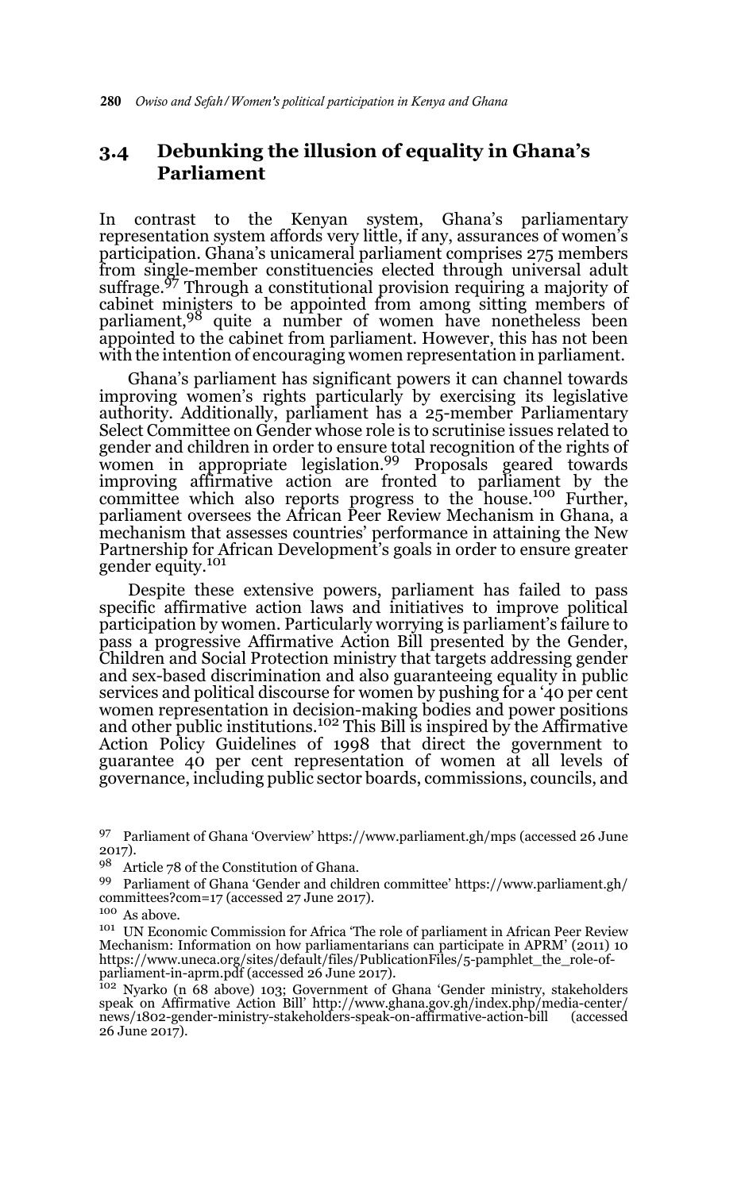## 3.4 Debunking the illusion of equality in Ghana's Parliament

In contrast to the Kenyan system, Ghana's parliamentary representation system affords very little, if any, assurances of women's participation. Ghana's unicameral parliament comprises 275 members from single-member constituencies elected through universal adult suffrage.[97] Through a constitutional provision requiring a majority of cabinet ministers to be appointed from among sitting members of parliament,[98] quite a number of women have nonetheless been appointed to the cabinet from parliament. However, this has not been with the intention of encouraging women representation in parliament.

Ghana's parliament has significant powers it can channel towards improving women's rights particularly by exercising its legislative authority. Additionally, parliament has a 25-member Parliamentary Select Committee on Gender whose role is to scrutinise issues related to gender and children in order to ensure total recognition of the rights of women in appropriate legislation.[99] Proposals geared towards improving affirmative action are fronted to parliament by the committee which also reports progress to the house.[100] Further, parliament oversees the African Peer Review Mechanism in Ghana, a mechanism that assesses countries' performance in attaining the New Partnership for African Development's goals in order to ensure greater gender equity.[101]

Despite these extensive powers, parliament has failed to pass specific affirmative action laws and initiatives to improve political participation by women. Particularly worrying is parliament's failure to pass a progressive Affirmative Action Bill presented by the Gender, Children and Social Protection ministry that targets addressing gender and sex-based discrimination and also guaranteeing equality in public services and political discourse for women by pushing for a '40 per cent women representation in decision-making bodies and power positions and other public institutions.[102] This Bill is inspired by the Affirmative Action Policy Guidelines of 1998 that direct the government to guarantee 40 per cent representation of women at all levels of governance, including public sector boards, commissions, councils, and

---

97 Parliament of Ghana 'Overview' https://www.parliament.gh/mps (accessed 26 June 2017).

98 Article 78 of the Constitution of Ghana.

99 Parliament of Ghana 'Gender and children committee' https://www.parliament.gh/committees?com=17 (accessed 27 June 2017).

100 As above.

101 UN Economic Commission for Africa 'The role of parliament in African Peer Review Mechanism: Information on how parliamentarians can participate in APRM' (2011) 10 https://www.uneca.org/sites/default/files/PublicationFiles/5-pamphlet_the_role-of-parliament-in-aprm.pdf (accessed 26 June 2017).

102 Nyarko (n 68 above) 103; Government of Ghana 'Gender ministry, stakeholders speak on Affirmative Action Bill' http://www.ghana.gov.gh/index.php/media-center/news/1802-gender-ministry-stakeholders-speak-on-affirmative-action-bill (accessed 26 June 2017).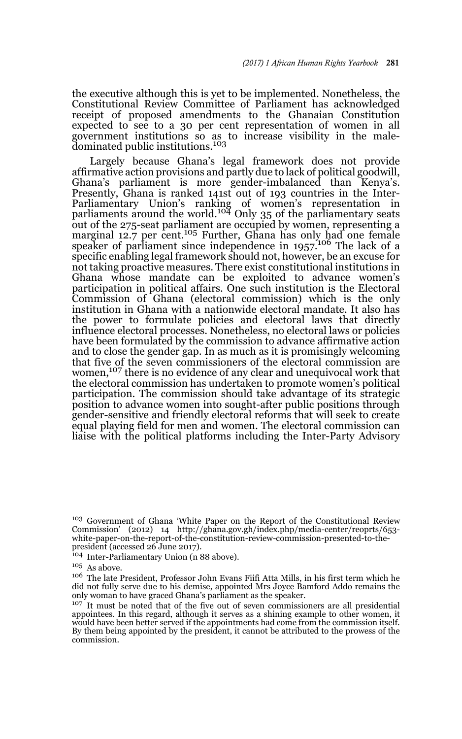the executive although this is yet to be implemented. Nonetheless, the Constitutional Review Committee of Parliament has acknowledged receipt of proposed amendments to the Ghanaian Constitution expected to see to a 30 per cent representation of women in all government institutions so as to increase visibility in the male-dominated public institutions.[103]

Largely because Ghana's legal framework does not provide affirmative action provisions and partly due to lack of political goodwill, Ghana's parliament is more gender-imbalanced than Kenya's. Presently, Ghana is ranked 141st out of 193 countries in the Inter-Parliamentary Union's ranking of women's representation in parliaments around the world.[104] Only 35 of the parliamentary seats out of the 275-seat parliament are occupied by women, representing a marginal 12.7 per cent.[105] Further, Ghana has only had one female speaker of parliament since independence in 1957.[106] The lack of a specific enabling legal framework should not, however, be an excuse for not taking proactive measures. There exist constitutional institutions in Ghana whose mandate can be exploited to advance women's participation in political affairs. One such institution is the Electoral Commission of Ghana (electoral commission) which is the only institution in Ghana with a nationwide electoral mandate. It also has the power to formulate policies and electoral laws that directly influence electoral processes. Nonetheless, no electoral laws or policies have been formulated by the commission to advance affirmative action and to close the gender gap. In as much as it is promisingly welcoming that five of the seven commissioners of the electoral commission are women,[107] there is no evidence of any clear and unequivocal work that the electoral commission has undertaken to promote women's political participation. The commission should take advantage of its strategic position to advance women into sought-after public positions through gender-sensitive and friendly electoral reforms that will seek to create equal playing field for men and women. The electoral commission can liaise with the political platforms including the Inter-Party Advisory

---

[103] Government of Ghana 'White Paper on the Report of the Constitutional Review Commission' (2012) 14 http://ghana.gov.gh/index.php/media-center/reoprts/653-white-paper-on-the-report-of-the-constitution-review-commission-presented-to-the-president (accessed 26 June 2017).

[104] Inter-Parliamentary Union (n 88 above).

[105] As above.

[106] The late President, Professor John Evans Fiifi Atta Mills, in his first term which he did not fully serve due to his demise, appointed Mrs Joyce Bamford Addo remains the only woman to have graced Ghana's parliament as the speaker.

[107] It must be noted that of the five out of seven commissioners are all presidential appointees. In this regard, although it serves as a shining example to other women, it would have been better served if the appointments had come from the commission itself. By them being appointed by the president, it cannot be attributed to the prowess of the commission.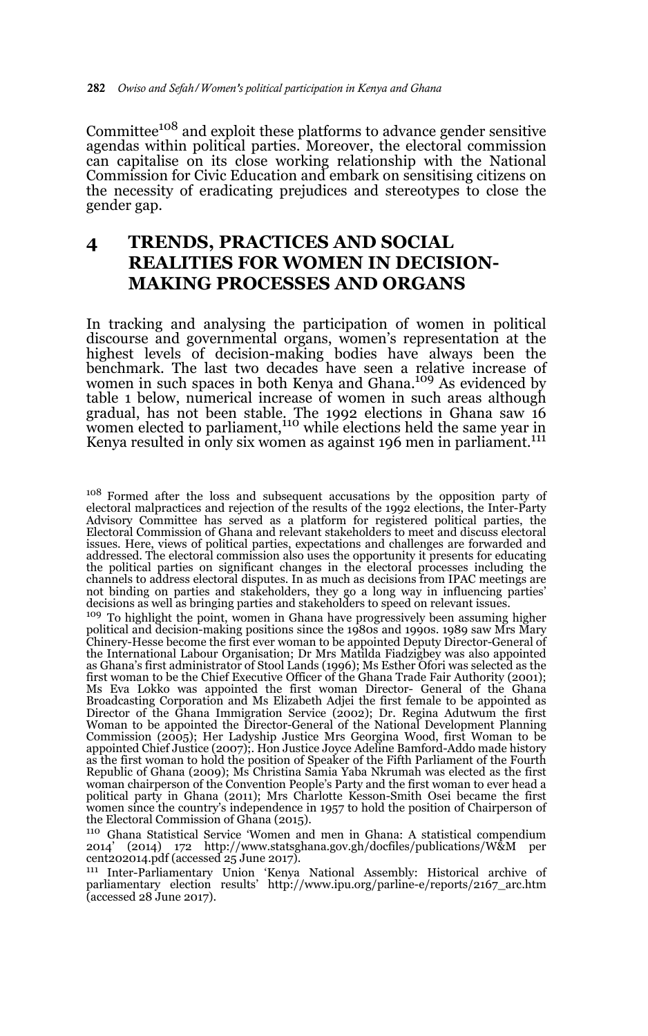Committee[108] and exploit these platforms to advance gender sensitive agendas within political parties. Moreover, the electoral commission can capitalise on its close working relationship with the National Commission for Civic Education and embark on sensitising citizens on the necessity of eradicating prejudices and stereotypes to close the gender gap.

## 4 TRENDS, PRACTICES AND SOCIAL REALITIES FOR WOMEN IN DECISION-MAKING PROCESSES AND ORGANS

In tracking and analysing the participation of women in political discourse and governmental organs, women's representation at the highest levels of decision-making bodies have always been the benchmark. The last two decades have seen a relative increase of women in such spaces in both Kenya and Ghana.[109] As evidenced by table 1 below, numerical increase of women in such areas although gradual, has not been stable. The 1992 elections in Ghana saw 16 women elected to parliament,[110] while elections held the same year in Kenya resulted in only six women as against 196 men in parliament.[111]

---

[108] Formed after the loss and subsequent accusations by the opposition party of electoral malpractices and rejection of the results of the 1992 elections, the Inter-Party Advisory Committee has served as a platform for registered political parties, the Electoral Commission of Ghana and relevant stakeholders to meet and discuss electoral issues. Here, views of political parties, expectations and challenges are forwarded and addressed. The electoral commission also uses the opportunity it presents for educating the political parties on significant changes in the electoral processes including the channels to address electoral disputes. In as much as decisions from IPAC meetings are not binding on parties and stakeholders, they go a long way in influencing parties' decisions as well as bringing parties and stakeholders to speed on relevant issues.

[109] To highlight the point, women in Ghana have progressively been assuming higher political and decision-making positions since the 1980s and 1990s. 1989 saw Mrs Mary Chinery-Hesse become the first ever woman to be appointed Deputy Director-General of the International Labour Organisation; Dr Mrs Matilda Fiadzigbey was also appointed as Ghana's first administrator of Stool Lands (1996); Ms Esther Ofori was selected as the first woman to be the Chief Executive Officer of the Ghana Trade Fair Authority (2001); Ms Eva Lokko was appointed the first woman Director- General of the Ghana Broadcasting Corporation and Ms Elizabeth Adjei the first female to be appointed as Director of the Ghana Immigration Service (2002); Dr. Regina Adutwum the first Woman to be appointed the Director-General of the National Development Planning Commission (2005); Her Ladyship Justice Mrs Georgina Wood, first Woman to be appointed Chief Justice (2007);. Hon Justice Joyce Adeline Bamford-Addo made history as the first woman to hold the position of Speaker of the Fifth Parliament of the Fourth Republic of Ghana (2009); Ms Christina Samia Yaba Nkrumah was elected as the first woman chairperson of the Convention People's Party and the first woman to ever head a political party in Ghana (2011); Mrs Charlotte Kesson-Smith Osei became the first women since the country's independence in 1957 to hold the position of Chairperson of the Electoral Commission of Ghana (2015).

[110] Ghana Statistical Service 'Women and men in Ghana: A statistical compendium 2014' (2014) 172 http://www.statsghana.gov.gh/docfiles/publications/W&M per cent202014.pdf (accessed 25 June 2017).

[111] Inter-Parliamentary Union 'Kenya National Assembly: Historical archive of parliamentary election results' http://www.ipu.org/parline-e/reports/2167_arc.htm (accessed 28 June 2017).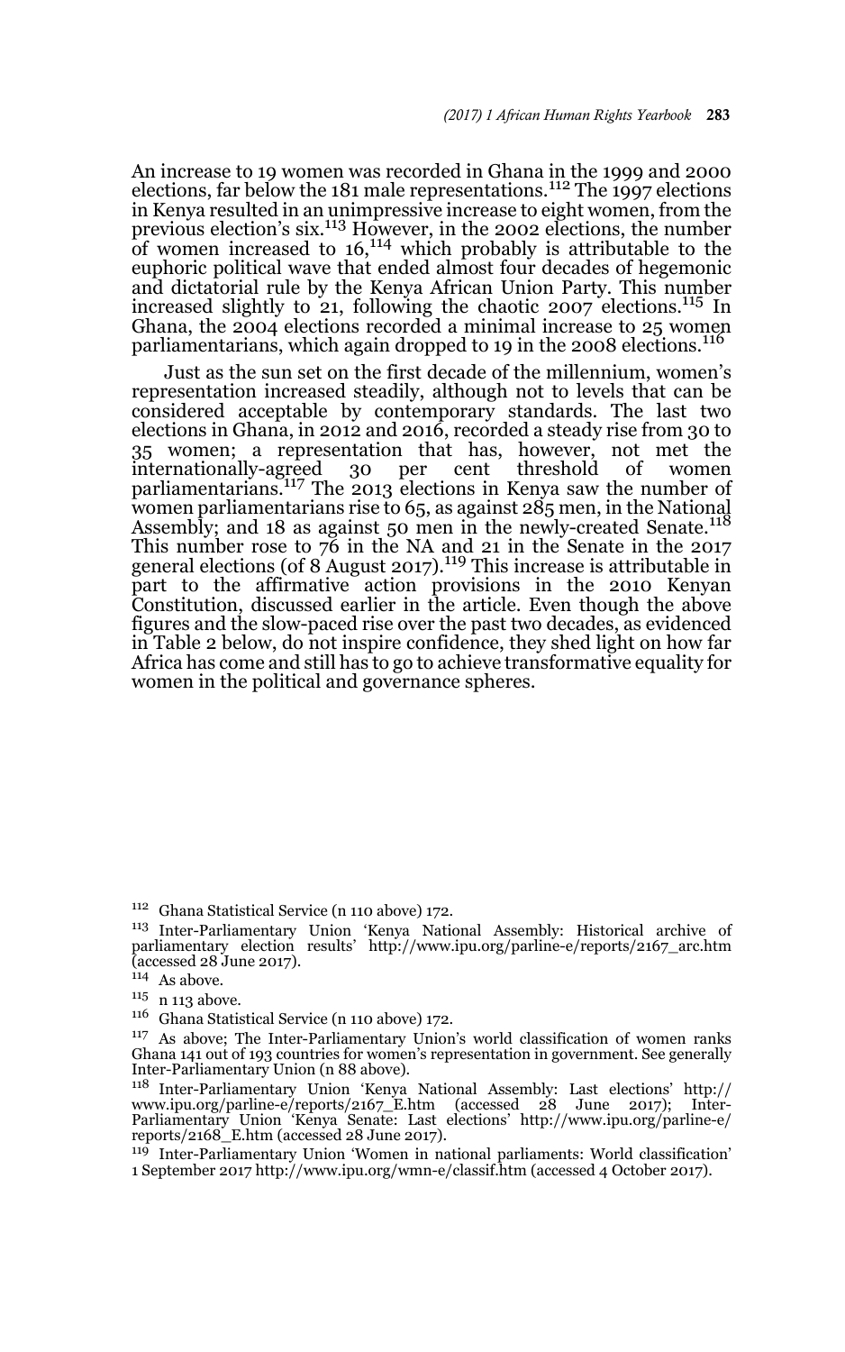An increase to 19 women was recorded in Ghana in the 1999 and 2000 elections, far below the 181 male representations.[112] The 1997 elections in Kenya resulted in an unimpressive increase to eight women, from the previous election's six.[113] However, in the 2002 elections, the number of women increased to 16,[114] which probably is attributable to the euphoric political wave that ended almost four decades of hegemonic and dictatorial rule by the Kenya African Union Party. This number increased slightly to 21, following the chaotic 2007 elections.[115] In Ghana, the 2004 elections recorded a minimal increase to 25 women parliamentarians, which again dropped to 19 in the 2008 elections.[116]

Just as the sun set on the first decade of the millennium, women's representation increased steadily, although not to levels that can be considered acceptable by contemporary standards. The last two elections in Ghana, in 2012 and 2016, recorded a steady rise from 30 to 35 women; a representation that has, however, not met the internationally-agreed 30 per cent threshold of women parliamentarians.[117] The 2013 elections in Kenya saw the number of women parliamentarians rise to 65, as against 285 men, in the National Assembly; and 18 as against 50 men in the newly-created Senate.[118] This number rose to 76 in the NA and 21 in the Senate in the 2017 general elections (of 8 August 2017).[119] This increase is attributable in part to the affirmative action provisions in the 2010 Kenyan Constitution, discussed earlier in the article. Even though the above figures and the slow-paced rise over the past two decades, as evidenced in Table 2 below, do not inspire confidence, they shed light on how far Africa has come and still has to go to achieve transformative equality for women in the political and governance spheres.

---

112 Ghana Statistical Service (n 110 above) 172.

113 Inter-Parliamentary Union 'Kenya National Assembly: Historical archive of parliamentary election results' http://www.ipu.org/parline-e/reports/2167_arc.htm (accessed 28 June 2017).

114 As above.

115 n 113 above.

116 Ghana Statistical Service (n 110 above) 172.

117 As above; The Inter-Parliamentary Union's world classification of women ranks Ghana 141 out of 193 countries for women's representation in government. See generally Inter-Parliamentary Union (n 88 above).

118 Inter-Parliamentary Union 'Kenya National Assembly: Last elections' http://www.ipu.org/parline-e/reports/2167_E.htm (accessed 28 June 2017); Inter-Parliamentary Union 'Kenya Senate: Last elections' http://www.ipu.org/parline-e/reports/2168_E.htm (accessed 28 June 2017).

119 Inter-Parliamentary Union 'Women in national parliaments: World classification' 1 September 2017 http://www.ipu.org/wmn-e/classif.htm (accessed 4 October 2017).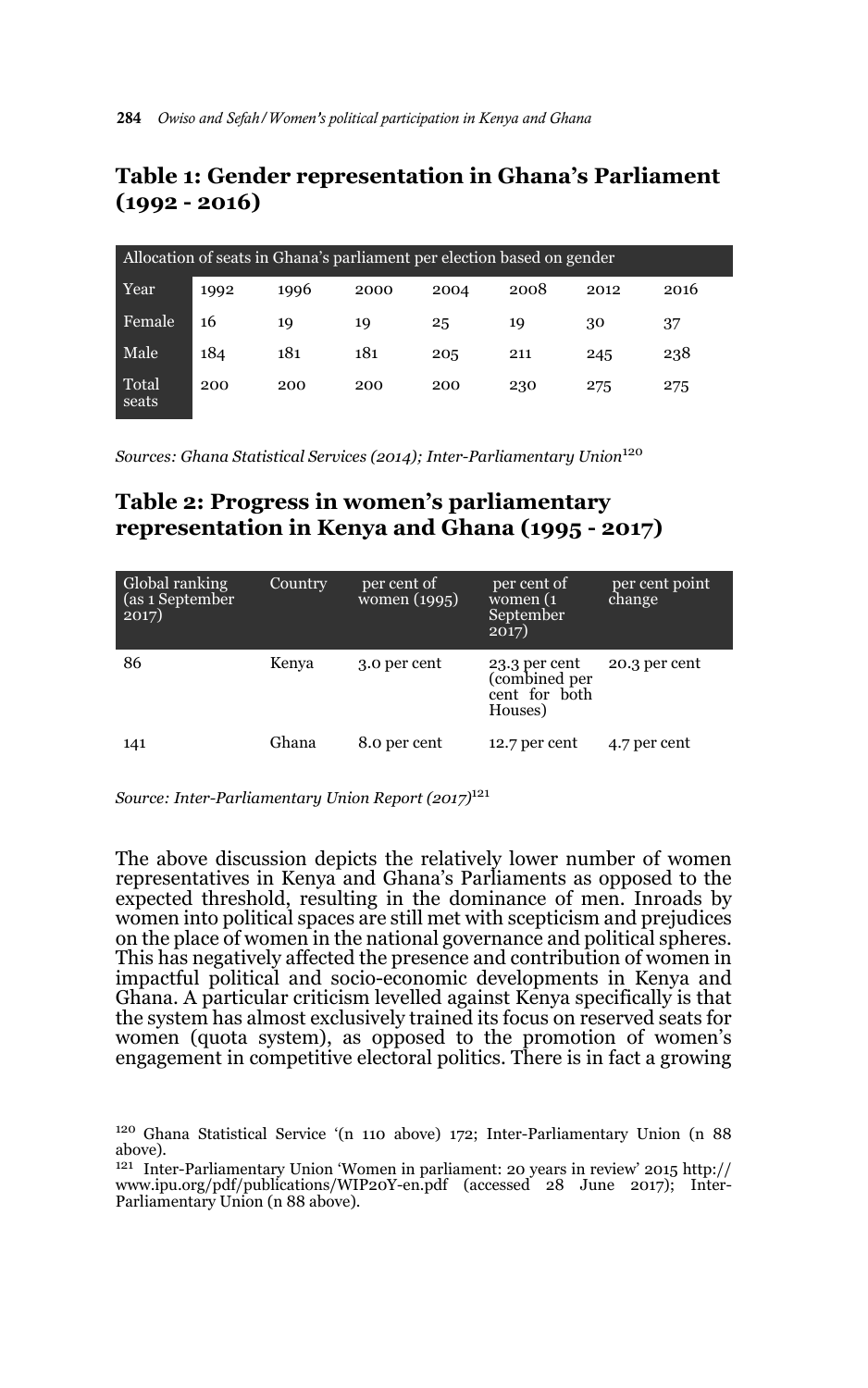## Table 1: Gender representation in Ghana's Parliament (1992 - 2016)

| Allocation of seats in Ghana's parliament per election based on gender | | | | | | | |
|---|---|---|---|---|---|---|---|
| Year | 1992 | 1996 | 2000 | 2004 | 2008 | 2012 | 2016 |
| Female | 16 | 19 | 19 | 25 | 19 | 30 | 37 |
| Male | 184 | 181 | 181 | 205 | 211 | 245 | 238 |
| Total seats | 200 | 200 | 200 | 200 | 230 | 275 | 275 |

*Sources: Ghana Statistical Services (2014); Inter-Parliamentary Union*[120]

## Table 2: Progress in women's parliamentary representation in Kenya and Ghana (1995 - 2017)

| Global ranking (as 1 September 2017) | Country | per cent of women (1995) | per cent of women (1 September 2017) | per cent point change |
|---|---|---|---|---|
| 86 | Kenya | 3.0 per cent | 23.3 per cent (combined per cent for both Houses) | 20.3 per cent |
| 141 | Ghana | 8.0 per cent | 12.7 per cent | 4.7 per cent |

*Source: Inter-Parliamentary Union Report (2017)*[121]

The above discussion depicts the relatively lower number of women representatives in Kenya and Ghana's Parliaments as opposed to the expected threshold, resulting in the dominance of men. Inroads by women into political spaces are still met with scepticism and prejudices on the place of women in the national governance and political spheres. This has negatively affected the presence and contribution of women in impactful political and socio-economic developments in Kenya and Ghana. A particular criticism levelled against Kenya specifically is that the system has almost exclusively trained its focus on reserved seats for women (quota system), as opposed to the promotion of women's engagement in competitive electoral politics. There is in fact a growing

[120] Ghana Statistical Service '(n 110 above) 172; Inter-Parliamentary Union (n 88 above).

[121] Inter-Parliamentary Union 'Women in parliament: 20 years in review' 2015 http://www.ipu.org/pdf/publications/WIP20Y-en.pdf (accessed 28 June 2017); Inter-Parliamentary Union (n 88 above).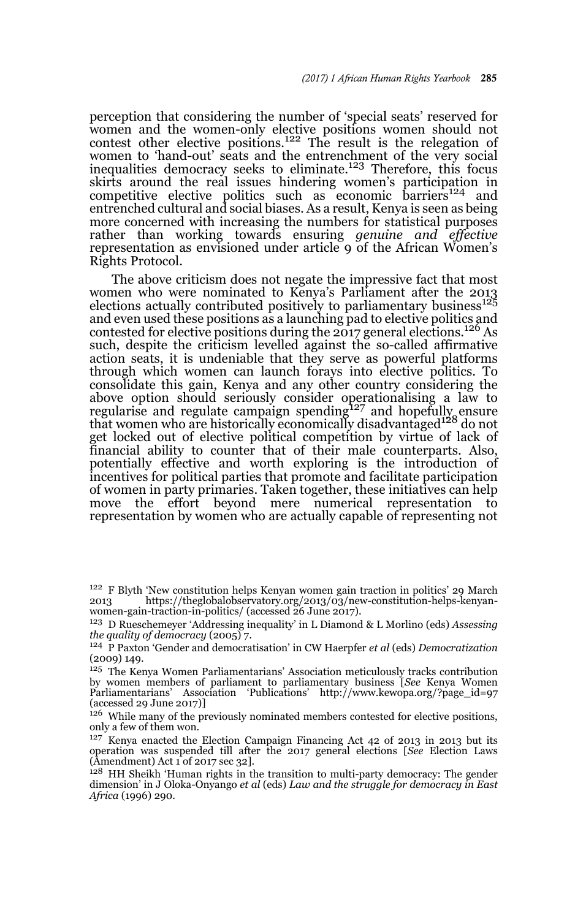perception that considering the number of 'special seats' reserved for women and the women-only elective positions women should not contest other elective positions.[122] The result is the relegation of women to 'hand-out' seats and the entrenchment of the very social inequalities democracy seeks to eliminate.[123] Therefore, this focus skirts around the real issues hindering women's participation in competitive elective politics such as economic barriers[124] and entrenched cultural and social biases. As a result, Kenya is seen as being more concerned with increasing the numbers for statistical purposes rather than working towards ensuring *genuine and effective* representation as envisioned under article 9 of the African Women's Rights Protocol.

The above criticism does not negate the impressive fact that most women who were nominated to Kenya's Parliament after the 2013 elections actually contributed positively to parliamentary business[125] and even used these positions as a launching pad to elective politics and contested for elective positions during the 2017 general elections.[126] As such, despite the criticism levelled against the so-called affirmative action seats, it is undeniable that they serve as powerful platforms through which women can launch forays into elective politics. To consolidate this gain, Kenya and any other country considering the above option should seriously consider operationalising a law to regularise and regulate campaign spending[127] and hopefully ensure that women who are historically economically disadvantaged[128] do not get locked out of elective political competition by virtue of lack of financial ability to counter that of their male counterparts. Also, potentially effective and worth exploring is the introduction of incentives for political parties that promote and facilitate participation of women in party primaries. Taken together, these initiatives can help move the effort beyond mere numerical representation to representation by women who are actually capable of representing not

---

[122] F Blyth 'New constitution helps Kenyan women gain traction in politics' 29 March 2013 https://theglobalobservatory.org/2013/03/new-constitution-helps-kenyan-women-gain-traction-in-politics/ (accessed 26 June 2017).

[123] D Rueschemeyer 'Addressing inequality' in L Diamond & L Morlino (eds) *Assessing the quality of democracy* (2005) 7.

[124] P Paxton 'Gender and democratisation' in CW Haerpfer *et al* (eds) *Democratization* (2009) 149.

[125] The Kenya Women Parliamentarians' Association meticulously tracks contribution by women members of parliament to parliamentary business [*See* Kenya Women Parliamentarians' Association 'Publications' http://www.kewopa.org/?page_id=97 (accessed 29 June 2017)]

[126] While many of the previously nominated members contested for elective positions, only a few of them won.

[127] Kenya enacted the Election Campaign Financing Act 42 of 2013 in 2013 but its operation was suspended till after the 2017 general elections [*See* Election Laws (Amendment) Act 1 of 2017 sec 32].

[128] HH Sheikh 'Human rights in the transition to multi-party democracy: The gender dimension' in J Oloka-Onyango *et al* (eds) *Law and the struggle for democracy in East Africa* (1996) 290.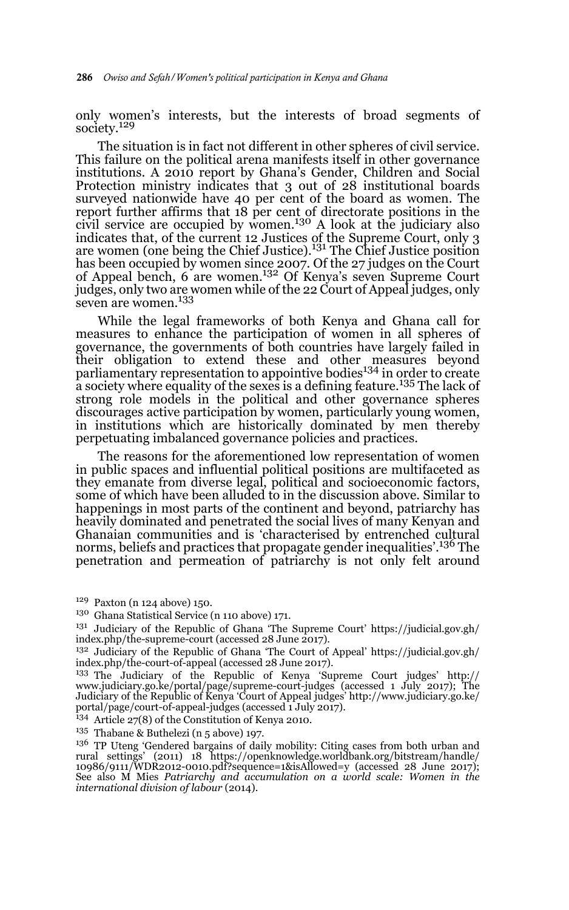only women's interests, but the interests of broad segments of society.[129]

The situation is in fact not different in other spheres of civil service. This failure on the political arena manifests itself in other governance institutions. A 2010 report by Ghana's Gender, Children and Social Protection ministry indicates that 3 out of 28 institutional boards surveyed nationwide have 40 per cent of the board as women. The report further affirms that 18 per cent of directorate positions in the civil service are occupied by women.[130] A look at the judiciary also indicates that, of the current 12 Justices of the Supreme Court, only 3 are women (one being the Chief Justice).[131] The Chief Justice position has been occupied by women since 2007. Of the 27 judges on the Court of Appeal bench, 6 are women.[132] Of Kenya's seven Supreme Court judges, only two are women while of the 22 Court of Appeal judges, only seven are women.[133]

While the legal frameworks of both Kenya and Ghana call for measures to enhance the participation of women in all spheres of governance, the governments of both countries have largely failed in their obligation to extend these and other measures beyond parliamentary representation to appointive bodies[134] in order to create a society where equality of the sexes is a defining feature.[135] The lack of strong role models in the political and other governance spheres discourages active participation by women, particularly young women, in institutions which are historically dominated by men thereby perpetuating imbalanced governance policies and practices.

The reasons for the aforementioned low representation of women in public spaces and influential political positions are multifaceted as they emanate from diverse legal, political and socioeconomic factors, some of which have been alluded to in the discussion above. Similar to happenings in most parts of the continent and beyond, patriarchy has heavily dominated and penetrated the social lives of many Kenyan and Ghanaian communities and is 'characterised by entrenched cultural norms, beliefs and practices that propagate gender inequalities'.[136] The penetration and permeation of patriarchy is not only felt around

---

[129] Paxton (n 124 above) 150.

[130] Ghana Statistical Service (n 110 above) 171.

[131] Judiciary of the Republic of Ghana 'The Supreme Court' https://judicial.gov.gh/index.php/the-supreme-court (accessed 28 June 2017).

[132] Judiciary of the Republic of Ghana 'The Court of Appeal' https://judicial.gov.gh/index.php/the-court-of-appeal (accessed 28 June 2017).

[133] The Judiciary of the Republic of Kenya 'Supreme Court judges' http://www.judiciary.go.ke/portal/page/supreme-court-judges (accessed 1 July 2017); The Judiciary of the Republic of Kenya 'Court of Appeal judges' http://www.judiciary.go.ke/portal/page/court-of-appeal-judges (accessed 1 July 2017).

[134] Article 27(8) of the Constitution of Kenya 2010.

[135] Thabane & Buthelezi (n 5 above) 197.

[136] TP Uteng 'Gendered bargains of daily mobility: Citing cases from both urban and rural settings' (2011) 18 https://openknowledge.worldbank.org/bitstream/handle/10986/9111/WDR2012-0010.pdf?sequence=1&isAllowed=y (accessed 28 June 2017); See also M Mies *Patriarchy and accumulation on a world scale: Women in the international division of labour* (2014).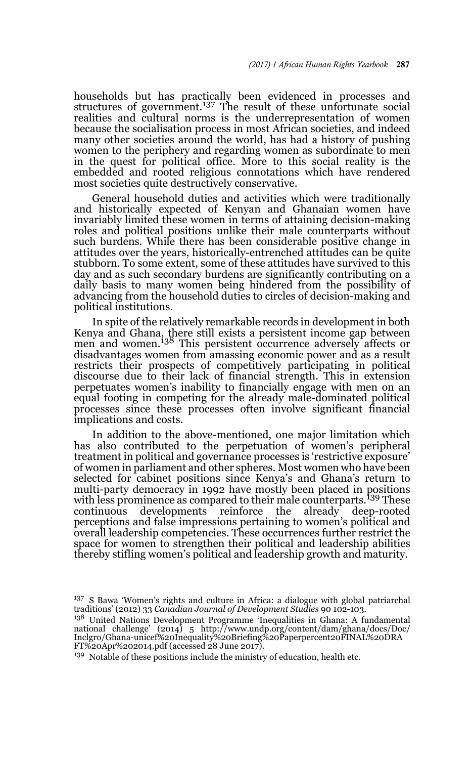households but has practically been evidenced in processes and structures of government.[137] The result of these unfortunate social realities and cultural norms is the underrepresentation of women because the socialisation process in most African societies, and indeed many other societies around the world, has had a history of pushing women to the periphery and regarding women as subordinate to men in the quest for political office. More to this social reality is the embedded and rooted religious connotations which have rendered most societies quite destructively conservative.

General household duties and activities which were traditionally and historically expected of Kenyan and Ghanaian women have invariably limited these women in terms of attaining decision-making roles and political positions unlike their male counterparts without such burdens. While there has been considerable positive change in attitudes over the years, historically-entrenched attitudes can be quite stubborn. To some extent, some of these attitudes have survived to this day and as such secondary burdens are significantly contributing on a daily basis to many women being hindered from the possibility of advancing from the household duties to circles of decision-making and political institutions.

In spite of the relatively remarkable records in development in both Kenya and Ghana, there still exists a persistent income gap between men and women.[138] This persistent occurrence adversely affects or disadvantages women from amassing economic power and as a result restricts their prospects of competitively participating in political discourse due to their lack of financial strength. This in extension perpetuates women's inability to financially engage with men on an equal footing in competing for the already male-dominated political processes since these processes often involve significant financial implications and costs.

In addition to the above-mentioned, one major limitation which has also contributed to the perpetuation of women's peripheral treatment in political and governance processes is 'restrictive exposure' of women in parliament and other spheres. Most women who have been selected for cabinet positions since Kenya's and Ghana's return to multi-party democracy in 1992 have mostly been placed in positions with less prominence as compared to their male counterparts.[139] These continuous developments reinforce the already deep-rooted perceptions and false impressions pertaining to women's political and overall leadership competencies. These occurrences further restrict the space for women to strengthen their political and leadership abilities thereby stifling women's political and leadership growth and maturity.

---

[137] S Bawa 'Women's rights and culture in Africa: a dialogue with global patriarchal traditions' (2012) 33 *Canadian Journal of Development Studies* 90 102-103.

[138] United Nations Development Programme 'Inequalities in Ghana: A fundamental national challenge' (2014) 5 http://www.undp.org/content/dam/ghana/docs/Doc/Inclgro/Ghana-unicef%20Inequality%20Briefing%20Paperpercent20FINAL%20DRAFT%20Apr%202014.pdf (accessed 28 June 2017).

[139] Notable of these positions include the ministry of education, health etc.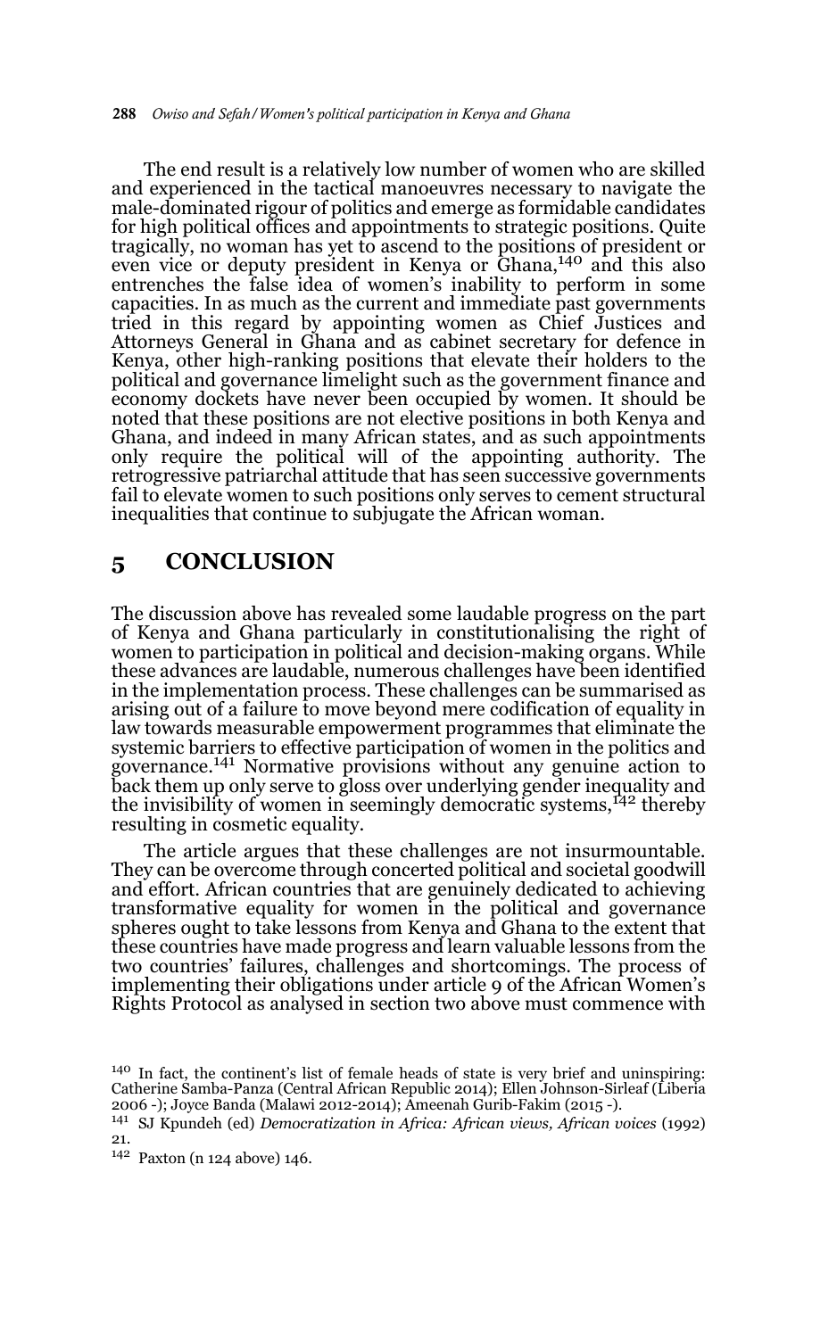The end result is a relatively low number of women who are skilled and experienced in the tactical manoeuvres necessary to navigate the male-dominated rigour of politics and emerge as formidable candidates for high political offices and appointments to strategic positions. Quite tragically, no woman has yet to ascend to the positions of president or even vice or deputy president in Kenya or Ghana,[140] and this also entrenches the false idea of women's inability to perform in some capacities. In as much as the current and immediate past governments tried in this regard by appointing women as Chief Justices and Attorneys General in Ghana and as cabinet secretary for defence in Kenya, other high-ranking positions that elevate their holders to the political and governance limelight such as the government finance and economy dockets have never been occupied by women. It should be noted that these positions are not elective positions in both Kenya and Ghana, and indeed in many African states, and as such appointments only require the political will of the appointing authority. The retrogressive patriarchal attitude that has seen successive governments fail to elevate women to such positions only serves to cement structural inequalities that continue to subjugate the African woman.

## 5 CONCLUSION

The discussion above has revealed some laudable progress on the part of Kenya and Ghana particularly in constitutionalising the right of women to participation in political and decision-making organs. While these advances are laudable, numerous challenges have been identified in the implementation process. These challenges can be summarised as arising out of a failure to move beyond mere codification of equality in law towards measurable empowerment programmes that eliminate the systemic barriers to effective participation of women in the politics and governance.[141] Normative provisions without any genuine action to back them up only serve to gloss over underlying gender inequality and the invisibility of women in seemingly democratic systems,[142] thereby resulting in cosmetic equality.

The article argues that these challenges are not insurmountable. They can be overcome through concerted political and societal goodwill and effort. African countries that are genuinely dedicated to achieving transformative equality for women in the political and governance spheres ought to take lessons from Kenya and Ghana to the extent that these countries have made progress and learn valuable lessons from the two countries' failures, challenges and shortcomings. The process of implementing their obligations under article 9 of the African Women's Rights Protocol as analysed in section two above must commence with

---

140 In fact, the continent's list of female heads of state is very brief and uninspiring: Catherine Samba-Panza (Central African Republic 2014); Ellen Johnson-Sirleaf (Liberia 2006 -); Joyce Banda (Malawi 2012-2014); Ameenah Gurib-Fakim (2015 -).

141 SJ Kpundeh (ed) *Democratization in Africa: African views, African voices* (1992) 21.

142 Paxton (n 124 above) 146.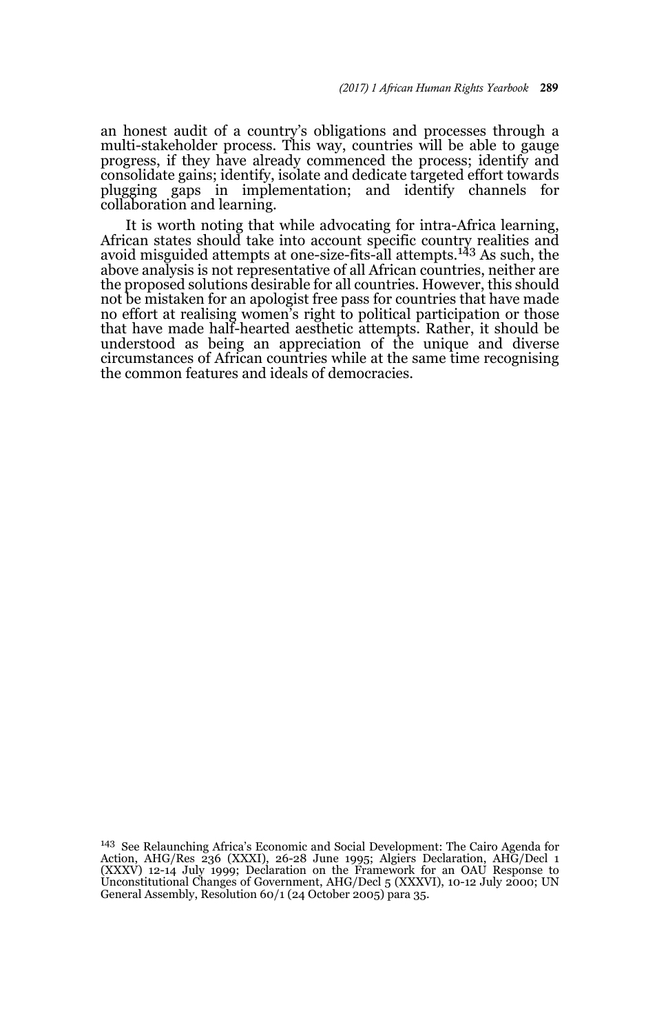an honest audit of a country's obligations and processes through a multi-stakeholder process. This way, countries will be able to gauge progress, if they have already commenced the process; identify and consolidate gains; identify, isolate and dedicate targeted effort towards plugging gaps in implementation; and identify channels for collaboration and learning.

It is worth noting that while advocating for intra-Africa learning, African states should take into account specific country realities and avoid misguided attempts at one-size-fits-all attempts.[143] As such, the above analysis is not representative of all African countries, neither are the proposed solutions desirable for all countries. However, this should not be mistaken for an apologist free pass for countries that have made no effort at realising women's right to political participation or those that have made half-hearted aesthetic attempts. Rather, it should be understood as being an appreciation of the unique and diverse circumstances of African countries while at the same time recognising the common features and ideals of democracies.

[143] See Relaunching Africa's Economic and Social Development: The Cairo Agenda for Action, AHG/Res 236 (XXXI), 26-28 June 1995; Algiers Declaration, AHG/Decl 1 (XXXV) 12-14 July 1999; Declaration on the Framework for an OAU Response to Unconstitutional Changes of Government, AHG/Decl 5 (XXXVI), 10-12 July 2000; UN General Assembly, Resolution 60/1 (24 October 2005) para 35.